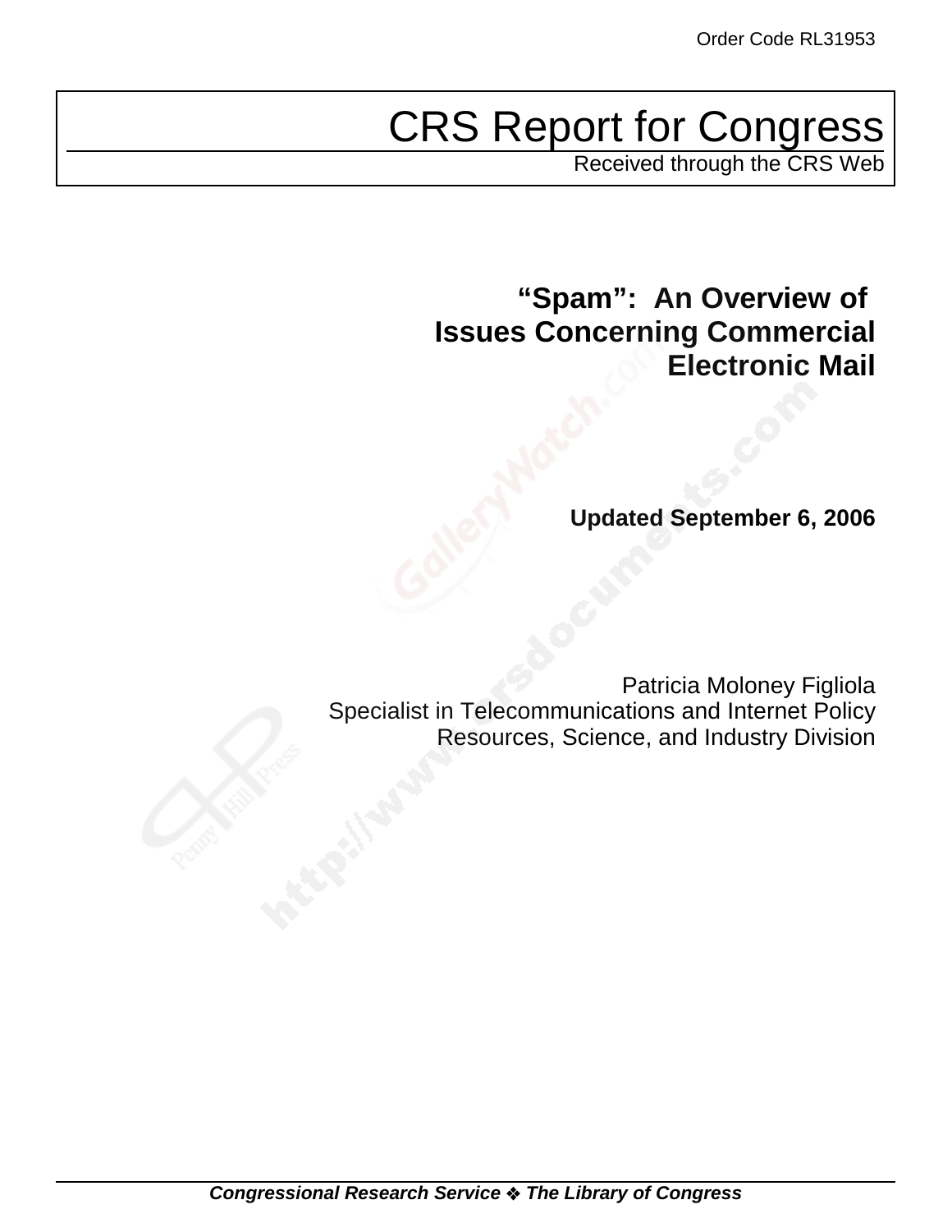Order Code RL31953

# CRS Report for Congress

Received through the CRS Web

## "Spam": An Overview of Issues Concerning Commercial Electronic Mail

**Updated September 6, 2006**

Patricia Moloney Figliola
Specialist in Telecommunications and Internet Policy
Resources, Science, and Industry Division

*Congressional Research Service ❖ The Library of Congress*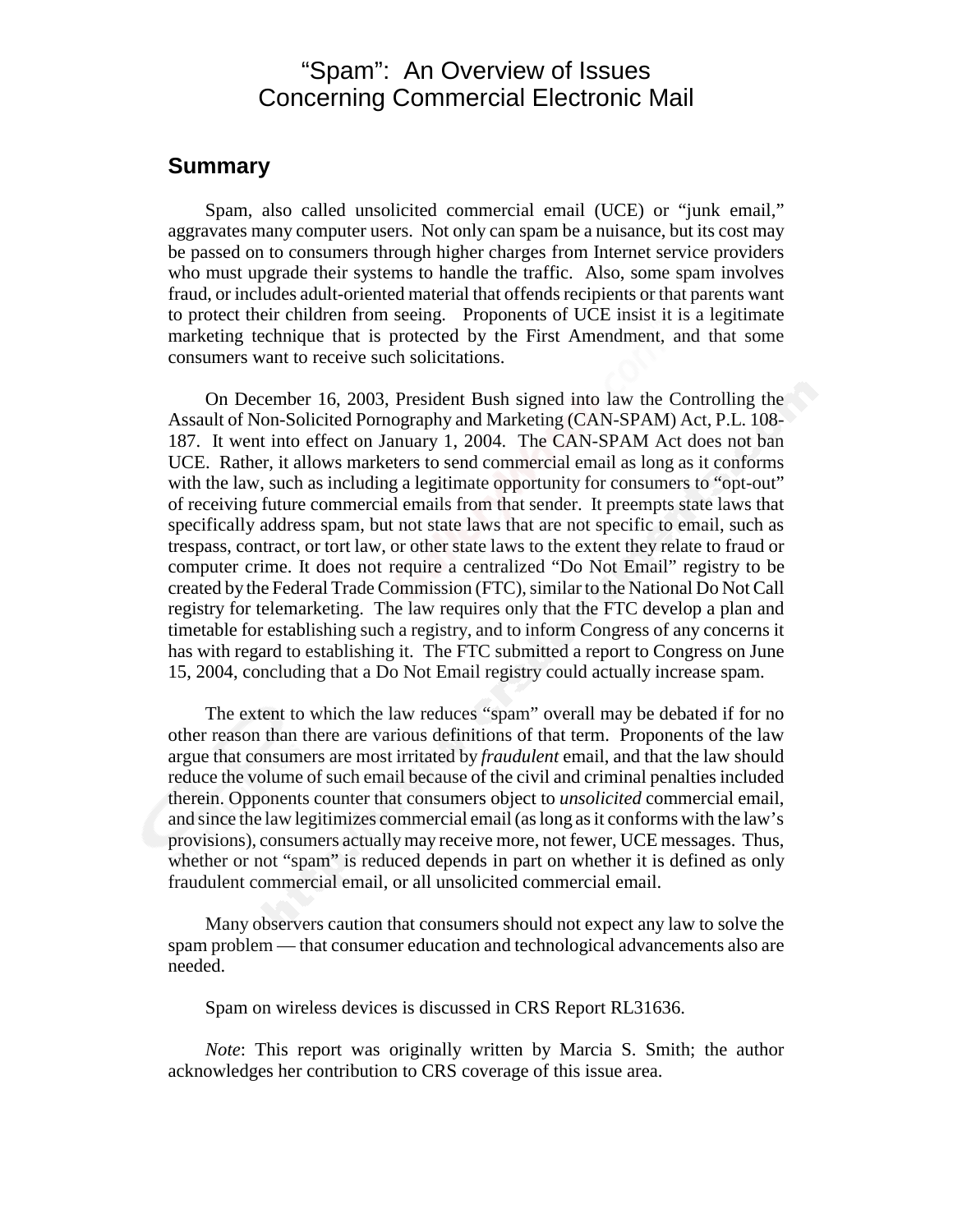# "Spam": An Overview of Issues Concerning Commercial Electronic Mail

## Summary

Spam, also called unsolicited commercial email (UCE) or "junk email," aggravates many computer users. Not only can spam be a nuisance, but its cost may be passed on to consumers through higher charges from Internet service providers who must upgrade their systems to handle the traffic. Also, some spam involves fraud, or includes adult-oriented material that offends recipients or that parents want to protect their children from seeing. Proponents of UCE insist it is a legitimate marketing technique that is protected by the First Amendment, and that some consumers want to receive such solicitations.

On December 16, 2003, President Bush signed into law the Controlling the Assault of Non-Solicited Pornography and Marketing (CAN-SPAM) Act, P.L. 108-187. It went into effect on January 1, 2004. The CAN-SPAM Act does not ban UCE. Rather, it allows marketers to send commercial email as long as it conforms with the law, such as including a legitimate opportunity for consumers to "opt-out" of receiving future commercial emails from that sender. It preempts state laws that specifically address spam, but not state laws that are not specific to email, such as trespass, contract, or tort law, or other state laws to the extent they relate to fraud or computer crime. It does not require a centralized "Do Not Email" registry to be created by the Federal Trade Commission (FTC), similar to the National Do Not Call registry for telemarketing. The law requires only that the FTC develop a plan and timetable for establishing such a registry, and to inform Congress of any concerns it has with regard to establishing it. The FTC submitted a report to Congress on June 15, 2004, concluding that a Do Not Email registry could actually increase spam.

The extent to which the law reduces "spam" overall may be debated if for no other reason than there are various definitions of that term. Proponents of the law argue that consumers are most irritated by *fraudulent* email, and that the law should reduce the volume of such email because of the civil and criminal penalties included therein. Opponents counter that consumers object to *unsolicited* commercial email, and since the law legitimizes commercial email (as long as it conforms with the law's provisions), consumers actually may receive more, not fewer, UCE messages. Thus, whether or not "spam" is reduced depends in part on whether it is defined as only fraudulent commercial email, or all unsolicited commercial email.

Many observers caution that consumers should not expect any law to solve the spam problem — that consumer education and technological advancements also are needed.

Spam on wireless devices is discussed in CRS Report RL31636.

*Note*: This report was originally written by Marcia S. Smith; the author acknowledges her contribution to CRS coverage of this issue area.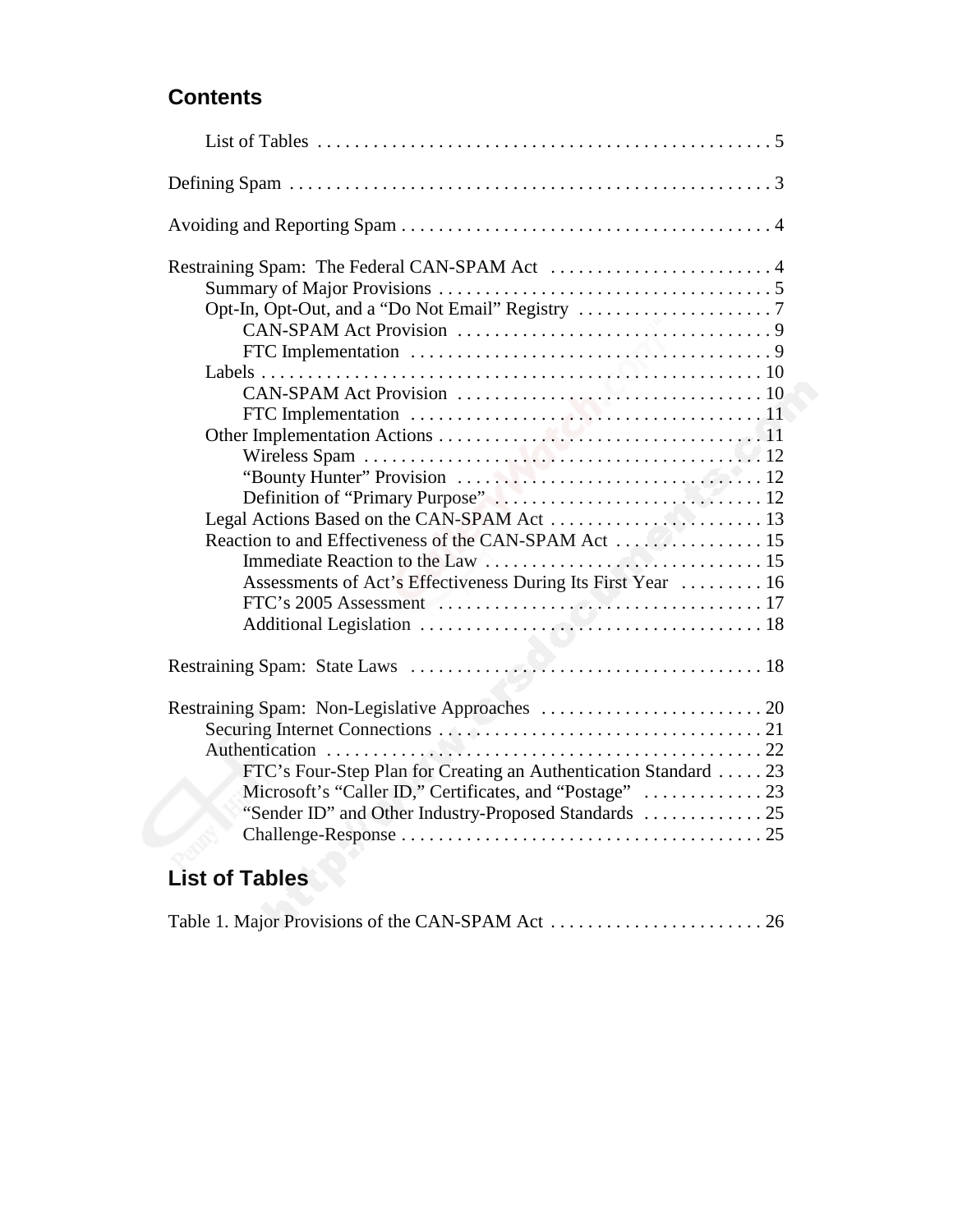## Contents

- List of Tables ... 5

Defining Spam ... 3

Avoiding and Reporting Spam ... 4

Restraining Spam: The Federal CAN-SPAM Act ... 4
- Summary of Major Provisions ... 5
- Opt-In, Opt-Out, and a "Do Not Email" Registry ... 7
  - CAN-SPAM Act Provision ... 9
  - FTC Implementation ... 9
- Labels ... 10
  - CAN-SPAM Act Provision ... 10
  - FTC Implementation ... 11
- Other Implementation Actions ... 11
  - Wireless Spam ... 12
  - "Bounty Hunter" Provision ... 12
  - Definition of "Primary Purpose" ... 12
- Legal Actions Based on the CAN-SPAM Act ... 13
- Reaction to and Effectiveness of the CAN-SPAM Act ... 15
  - Immediate Reaction to the Law ... 15
  - Assessments of Act's Effectiveness During Its First Year ... 16
  - FTC's 2005 Assessment ... 17
  - Additional Legislation ... 18

Restraining Spam: State Laws ... 18

Restraining Spam: Non-Legislative Approaches ... 20
- Securing Internet Connections ... 21
- Authentication ... 22
  - FTC's Four-Step Plan for Creating an Authentication Standard ... 23
  - Microsoft's "Caller ID," Certificates, and "Postage" ... 23
  - "Sender ID" and Other Industry-Proposed Standards ... 25
  - Challenge-Response ... 25

## List of Tables

Table 1. Major Provisions of the CAN-SPAM Act ... 26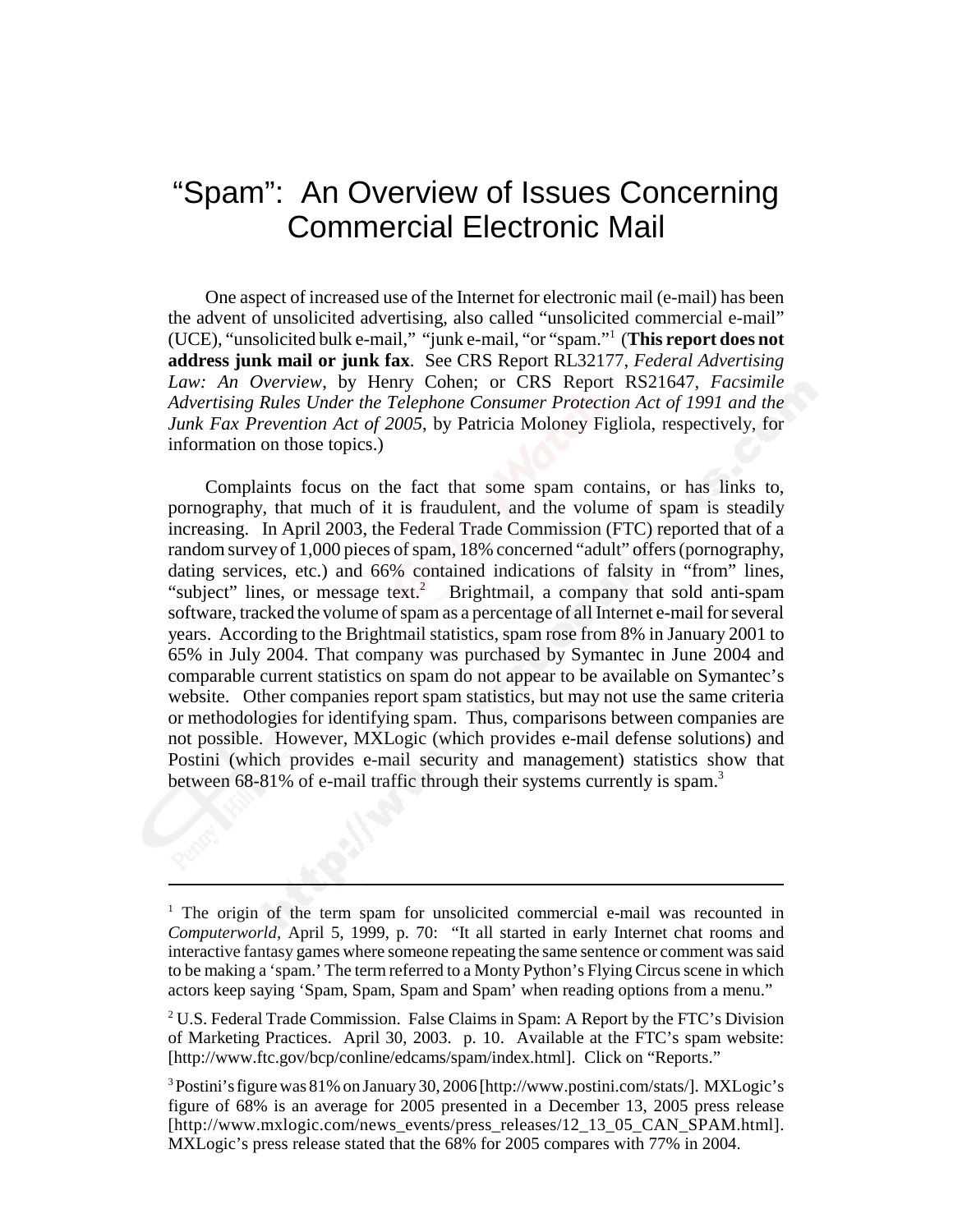# "Spam": An Overview of Issues Concerning Commercial Electronic Mail

One aspect of increased use of the Internet for electronic mail (e-mail) has been the advent of unsolicited advertising, also called "unsolicited commercial e-mail" (UCE), "unsolicited bulk e-mail," "junk e-mail, "or "spam."[1] (**This report does not address junk mail or junk fax**. See CRS Report RL32177, *Federal Advertising Law: An Overview*, by Henry Cohen; or CRS Report RS21647, *Facsimile Advertising Rules Under the Telephone Consumer Protection Act of 1991 and the Junk Fax Prevention Act of 2005*, by Patricia Moloney Figliola, respectively, for information on those topics.)

Complaints focus on the fact that some spam contains, or has links to, pornography, that much of it is fraudulent, and the volume of spam is steadily increasing. In April 2003, the Federal Trade Commission (FTC) reported that of a random survey of 1,000 pieces of spam, 18% concerned "adult" offers (pornography, dating services, etc.) and 66% contained indications of falsity in "from" lines, "subject" lines, or message text.[2] Brightmail, a company that sold anti-spam software, tracked the volume of spam as a percentage of all Internet e-mail for several years. According to the Brightmail statistics, spam rose from 8% in January 2001 to 65% in July 2004. That company was purchased by Symantec in June 2004 and comparable current statistics on spam do not appear to be available on Symantec's website. Other companies report spam statistics, but may not use the same criteria or methodologies for identifying spam. Thus, comparisons between companies are not possible. However, MXLogic (which provides e-mail defense solutions) and Postini (which provides e-mail security and management) statistics show that between 68-81% of e-mail traffic through their systems currently is spam.[3]

---

[1] The origin of the term spam for unsolicited commercial e-mail was recounted in *Computerworld*, April 5, 1999, p. 70: "It all started in early Internet chat rooms and interactive fantasy games where someone repeating the same sentence or comment was said to be making a 'spam.' The term referred to a Monty Python's Flying Circus scene in which actors keep saying 'Spam, Spam, Spam and Spam' when reading options from a menu."

[2] U.S. Federal Trade Commission. False Claims in Spam: A Report by the FTC's Division of Marketing Practices. April 30, 2003. p. 10. Available at the FTC's spam website: [http://www.ftc.gov/bcp/conline/edcams/spam/index.html]. Click on "Reports."

[3] Postini's figure was 81% on January 30, 2006 [http://www.postini.com/stats/]. MXLogic's figure of 68% is an average for 2005 presented in a December 13, 2005 press release [http://www.mxlogic.com/news_events/press_releases/12_13_05_CAN_SPAM.html]. MXLogic's press release stated that the 68% for 2005 compares with 77% in 2004.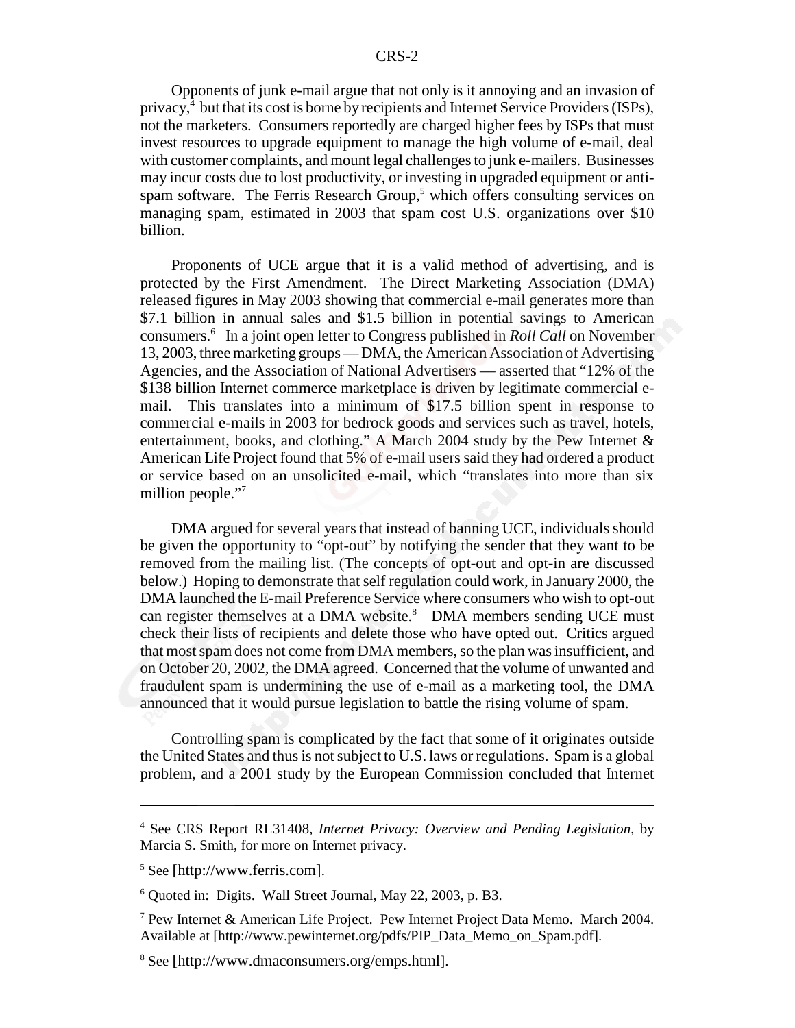Opponents of junk e-mail argue that not only is it annoying and an invasion of privacy,[4] but that its cost is borne by recipients and Internet Service Providers (ISPs), not the marketers. Consumers reportedly are charged higher fees by ISPs that must invest resources to upgrade equipment to manage the high volume of e-mail, deal with customer complaints, and mount legal challenges to junk e-mailers. Businesses may incur costs due to lost productivity, or investing in upgraded equipment or anti-spam software. The Ferris Research Group,[5] which offers consulting services on managing spam, estimated in 2003 that spam cost U.S. organizations over $10 billion.

Proponents of UCE argue that it is a valid method of advertising, and is protected by the First Amendment. The Direct Marketing Association (DMA) released figures in May 2003 showing that commercial e-mail generates more than $7.1 billion in annual sales and $1.5 billion in potential savings to American consumers.[6] In a joint open letter to Congress published in *Roll Call* on November 13, 2003, three marketing groups — DMA, the American Association of Advertising Agencies, and the Association of National Advertisers — asserted that "12% of the $138 billion Internet commerce marketplace is driven by legitimate commercial e-mail. This translates into a minimum of $17.5 billion spent in response to commercial e-mails in 2003 for bedrock goods and services such as travel, hotels, entertainment, books, and clothing." A March 2004 study by the Pew Internet & American Life Project found that 5% of e-mail users said they had ordered a product or service based on an unsolicited e-mail, which "translates into more than six million people."[7]

DMA argued for several years that instead of banning UCE, individuals should be given the opportunity to "opt-out" by notifying the sender that they want to be removed from the mailing list. (The concepts of opt-out and opt-in are discussed below.) Hoping to demonstrate that self regulation could work, in January 2000, the DMA launched the E-mail Preference Service where consumers who wish to opt-out can register themselves at a DMA website.[8] DMA members sending UCE must check their lists of recipients and delete those who have opted out. Critics argued that most spam does not come from DMA members, so the plan was insufficient, and on October 20, 2002, the DMA agreed. Concerned that the volume of unwanted and fraudulent spam is undermining the use of e-mail as a marketing tool, the DMA announced that it would pursue legislation to battle the rising volume of spam.

Controlling spam is complicated by the fact that some of it originates outside the United States and thus is not subject to U.S. laws or regulations. Spam is a global problem, and a 2001 study by the European Commission concluded that Internet

---

[4] See CRS Report RL31408, *Internet Privacy: Overview and Pending Legislation*, by Marcia S. Smith, for more on Internet privacy.

[5] See [http://www.ferris.com].

[6] Quoted in: Digits. Wall Street Journal, May 22, 2003, p. B3.

[7] Pew Internet & American Life Project. Pew Internet Project Data Memo. March 2004. Available at [http://www.pewinternet.org/pdfs/PIP_Data_Memo_on_Spam.pdf].

[8] See [http://www.dmaconsumers.org/emps.html].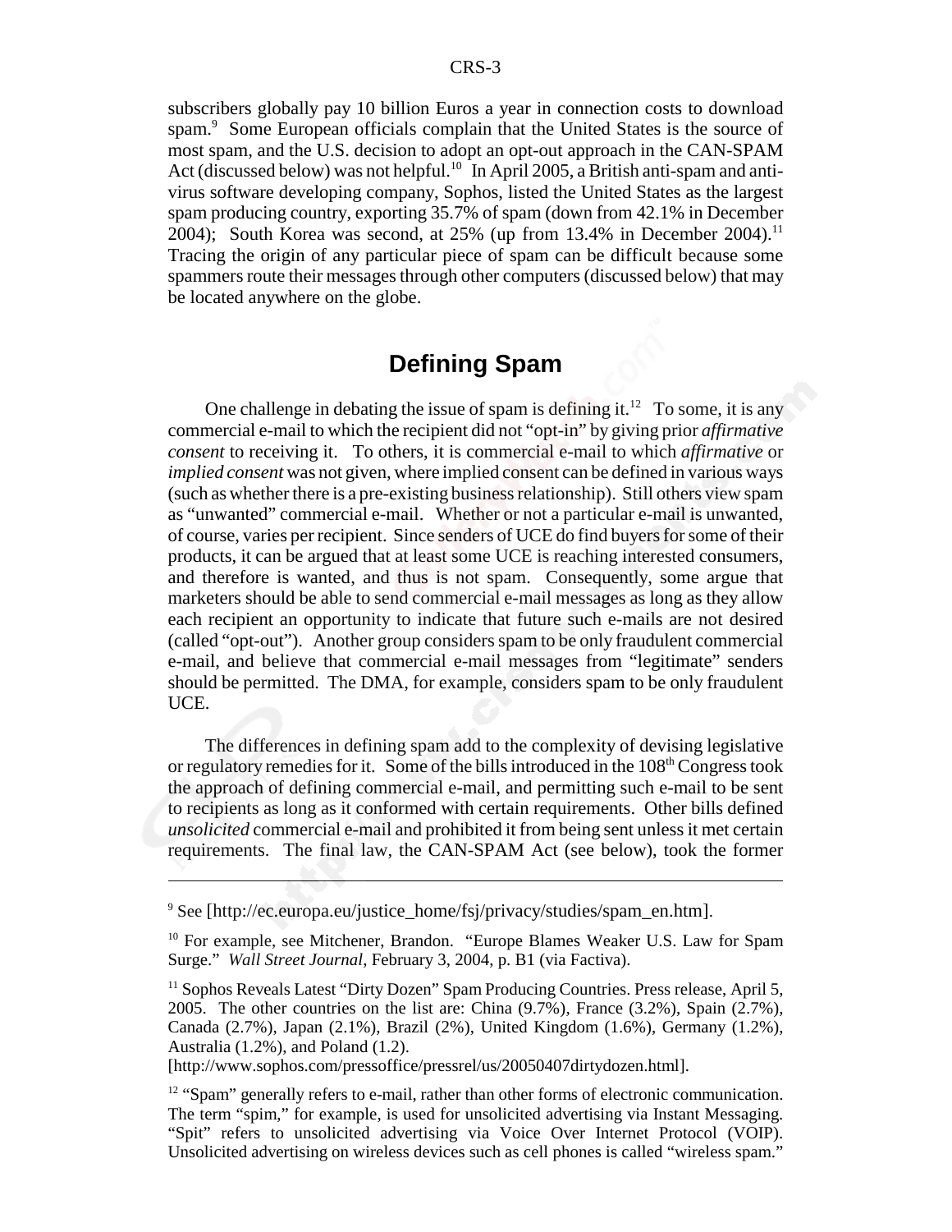subscribers globally pay 10 billion Euros a year in connection costs to download spam.[9] Some European officials complain that the United States is the source of most spam, and the U.S. decision to adopt an opt-out approach in the CAN-SPAM Act (discussed below) was not helpful.[10] In April 2005, a British anti-spam and anti-virus software developing company, Sophos, listed the United States as the largest spam producing country, exporting 35.7% of spam (down from 42.1% in December 2004); South Korea was second, at 25% (up from 13.4% in December 2004).[11] Tracing the origin of any particular piece of spam can be difficult because some spammers route their messages through other computers (discussed below) that may be located anywhere on the globe.

## Defining Spam

One challenge in debating the issue of spam is defining it.[12] To some, it is any commercial e-mail to which the recipient did not "opt-in" by giving prior *affirmative consent* to receiving it. To others, it is commercial e-mail to which *affirmative* or *implied consent* was not given, where implied consent can be defined in various ways (such as whether there is a pre-existing business relationship). Still others view spam as "unwanted" commercial e-mail. Whether or not a particular e-mail is unwanted, of course, varies per recipient. Since senders of UCE do find buyers for some of their products, it can be argued that at least some UCE is reaching interested consumers, and therefore is wanted, and thus is not spam. Consequently, some argue that marketers should be able to send commercial e-mail messages as long as they allow each recipient an opportunity to indicate that future such e-mails are not desired (called "opt-out"). Another group considers spam to be only fraudulent commercial e-mail, and believe that commercial e-mail messages from "legitimate" senders should be permitted. The DMA, for example, considers spam to be only fraudulent UCE.

The differences in defining spam add to the complexity of devising legislative or regulatory remedies for it. Some of the bills introduced in the 108th Congress took the approach of defining commercial e-mail, and permitting such e-mail to be sent to recipients as long as it conformed with certain requirements. Other bills defined *unsolicited* commercial e-mail and prohibited it from being sent unless it met certain requirements. The final law, the CAN-SPAM Act (see below), took the former

---

[9] See [http://ec.europa.eu/justice_home/fsj/privacy/studies/spam_en.htm].

[10] For example, see Mitchener, Brandon. "Europe Blames Weaker U.S. Law for Spam Surge." *Wall Street Journal*, February 3, 2004, p. B1 (via Factiva).

[11] Sophos Reveals Latest "Dirty Dozen" Spam Producing Countries. Press release, April 5, 2005. The other countries on the list are: China (9.7%), France (3.2%), Spain (2.7%), Canada (2.7%), Japan (2.1%), Brazil (2%), United Kingdom (1.6%), Germany (1.2%), Australia (1.2%), and Poland (1.2). [http://www.sophos.com/pressoffice/pressrel/us/20050407dirtydozen.html].

[12] "Spam" generally refers to e-mail, rather than other forms of electronic communication. The term "spim," for example, is used for unsolicited advertising via Instant Messaging. "Spit" refers to unsolicited advertising via Voice Over Internet Protocol (VOIP). Unsolicited advertising on wireless devices such as cell phones is called "wireless spam."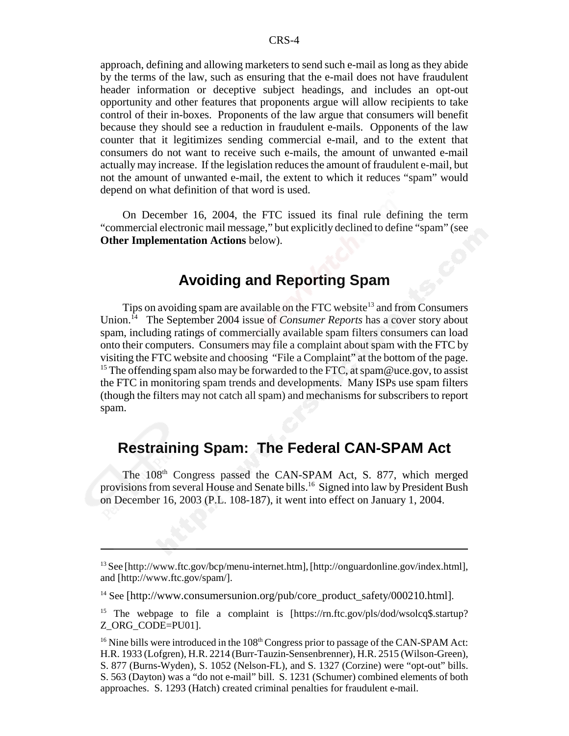approach, defining and allowing marketers to send such e-mail as long as they abide by the terms of the law, such as ensuring that the e-mail does not have fraudulent header information or deceptive subject headings, and includes an opt-out opportunity and other features that proponents argue will allow recipients to take control of their in-boxes. Proponents of the law argue that consumers will benefit because they should see a reduction in fraudulent e-mails. Opponents of the law counter that it legitimizes sending commercial e-mail, and to the extent that consumers do not want to receive such e-mails, the amount of unwanted e-mail actually may increase. If the legislation reduces the amount of fraudulent e-mail, but not the amount of unwanted e-mail, the extent to which it reduces "spam" would depend on what definition of that word is used.

On December 16, 2004, the FTC issued its final rule defining the term "commercial electronic mail message," but explicitly declined to define "spam" (see **Other Implementation Actions** below).

## Avoiding and Reporting Spam

Tips on avoiding spam are available on the FTC website[13] and from Consumers Union.[14] The September 2004 issue of *Consumer Reports* has a cover story about spam, including ratings of commercially available spam filters consumers can load onto their computers. Consumers may file a complaint about spam with the FTC by visiting the FTC website and choosing "File a Complaint" at the bottom of the page.[15] The offending spam also may be forwarded to the FTC, at spam@uce.gov, to assist the FTC in monitoring spam trends and developments. Many ISPs use spam filters (though the filters may not catch all spam) and mechanisms for subscribers to report spam.

## Restraining Spam: The Federal CAN-SPAM Act

The 108th Congress passed the CAN-SPAM Act, S. 877, which merged provisions from several House and Senate bills.[16] Signed into law by President Bush on December 16, 2003 (P.L. 108-187), it went into effect on January 1, 2004.

---

[13] See [http://www.ftc.gov/bcp/menu-internet.htm], [http://onguardonline.gov/index.html], and [http://www.ftc.gov/spam/].

[14] See [http://www.consumersunion.org/pub/core_product_safety/000210.html].

[15] The webpage to file a complaint is [https://rn.ftc.gov/pls/dod/wsolcq$.startup?Z_ORG_CODE=PU01].

[16] Nine bills were introduced in the 108th Congress prior to passage of the CAN-SPAM Act: H.R. 1933 (Lofgren), H.R. 2214 (Burr-Tauzin-Sensenbrenner), H.R. 2515 (Wilson-Green), S. 877 (Burns-Wyden), S. 1052 (Nelson-FL), and S. 1327 (Corzine) were "opt-out" bills. S. 563 (Dayton) was a "do not e-mail" bill. S. 1231 (Schumer) combined elements of both approaches. S. 1293 (Hatch) created criminal penalties for fraudulent e-mail.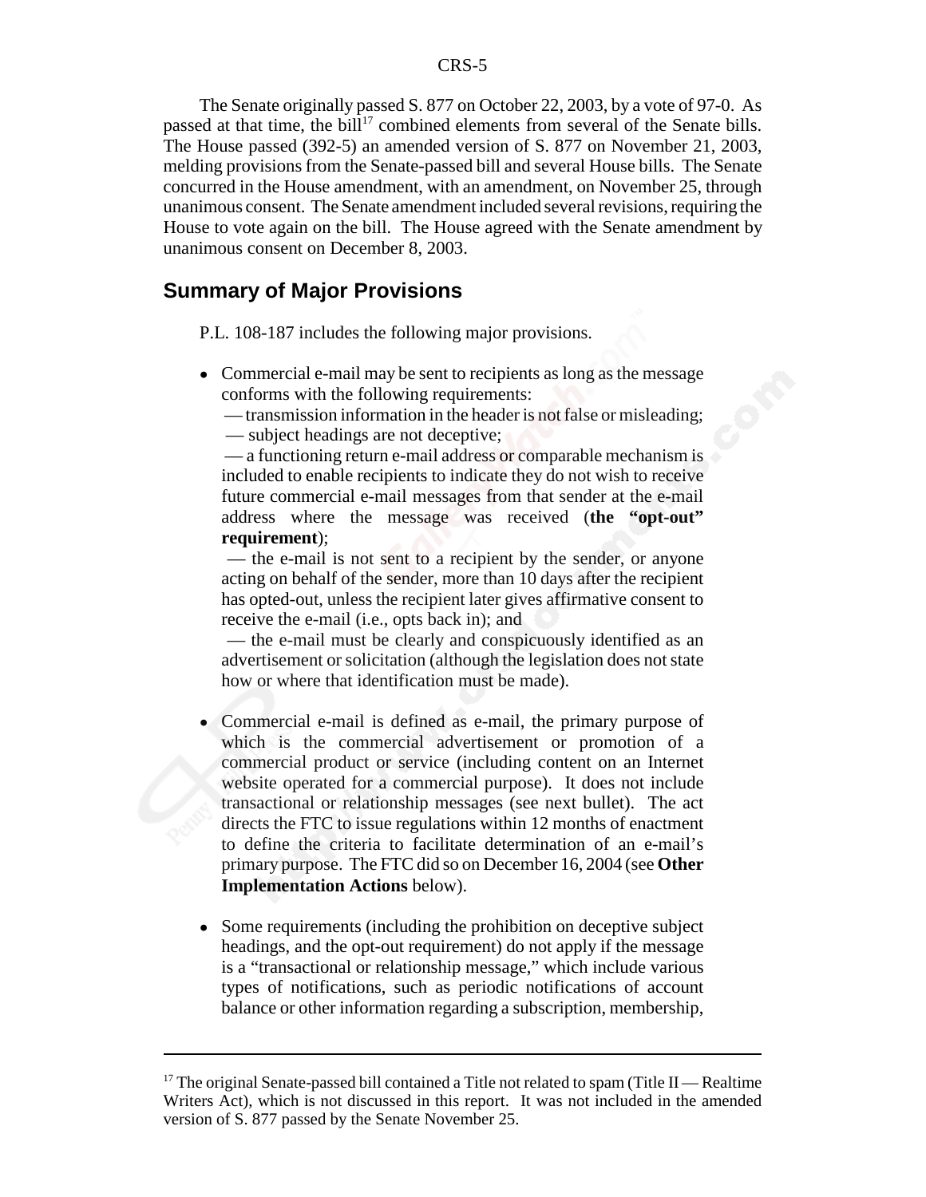The Senate originally passed S. 877 on October 22, 2003, by a vote of 97-0. As passed at that time, the bill[17] combined elements from several of the Senate bills. The House passed (392-5) an amended version of S. 877 on November 21, 2003, melding provisions from the Senate-passed bill and several House bills. The Senate concurred in the House amendment, with an amendment, on November 25, through unanimous consent. The Senate amendment included several revisions, requiring the House to vote again on the bill. The House agreed with the Senate amendment by unanimous consent on December 8, 2003.

## Summary of Major Provisions

P.L. 108-187 includes the following major provisions.

- Commercial e-mail may be sent to recipients as long as the message conforms with the following requirements:
  — transmission information in the header is not false or misleading;
  — subject headings are not deceptive;
  — a functioning return e-mail address or comparable mechanism is included to enable recipients to indicate they do not wish to receive future commercial e-mail messages from that sender at the e-mail address where the message was received (**the "opt-out" requirement**);
  — the e-mail is not sent to a recipient by the sender, or anyone acting on behalf of the sender, more than 10 days after the recipient has opted-out, unless the recipient later gives affirmative consent to receive the e-mail (i.e., opts back in); and
  — the e-mail must be clearly and conspicuously identified as an advertisement or solicitation (although the legislation does not state how or where that identification must be made).

- Commercial e-mail is defined as e-mail, the primary purpose of which is the commercial advertisement or promotion of a commercial product or service (including content on an Internet website operated for a commercial purpose). It does not include transactional or relationship messages (see next bullet). The act directs the FTC to issue regulations within 12 months of enactment to define the criteria to facilitate determination of an e-mail's primary purpose. The FTC did so on December 16, 2004 (see **Other Implementation Actions** below).

- Some requirements (including the prohibition on deceptive subject headings, and the opt-out requirement) do not apply if the message is a "transactional or relationship message," which include various types of notifications, such as periodic notifications of account balance or other information regarding a subscription, membership,

---

[17] The original Senate-passed bill contained a Title not related to spam (Title II — Realtime Writers Act), which is not discussed in this report. It was not included in the amended version of S. 877 passed by the Senate November 25.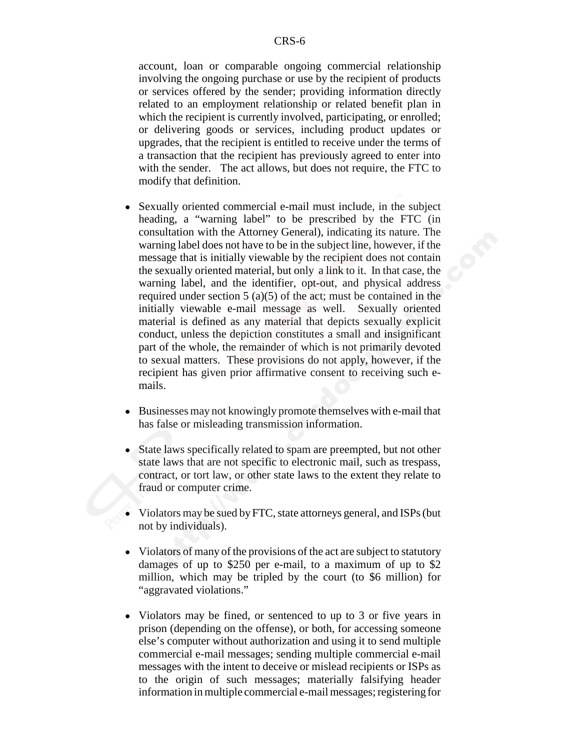account, loan or comparable ongoing commercial relationship involving the ongoing purchase or use by the recipient of products or services offered by the sender; providing information directly related to an employment relationship or related benefit plan in which the recipient is currently involved, participating, or enrolled; or delivering goods or services, including product updates or upgrades, that the recipient is entitled to receive under the terms of a transaction that the recipient has previously agreed to enter into with the sender. The act allows, but does not require, the FTC to modify that definition.

- Sexually oriented commercial e-mail must include, in the subject heading, a "warning label" to be prescribed by the FTC (in consultation with the Attorney General), indicating its nature. The warning label does not have to be in the subject line, however, if the message that is initially viewable by the recipient does not contain the sexually oriented material, but only a link to it. In that case, the warning label, and the identifier, opt-out, and physical address required under section 5 (a)(5) of the act; must be contained in the initially viewable e-mail message as well. Sexually oriented material is defined as any material that depicts sexually explicit conduct, unless the depiction constitutes a small and insignificant part of the whole, the remainder of which is not primarily devoted to sexual matters. These provisions do not apply, however, if the recipient has given prior affirmative consent to receiving such e-mails.

- Businesses may not knowingly promote themselves with e-mail that has false or misleading transmission information.

- State laws specifically related to spam are preempted, but not other state laws that are not specific to electronic mail, such as trespass, contract, or tort law, or other state laws to the extent they relate to fraud or computer crime.

- Violators may be sued by FTC, state attorneys general, and ISPs (but not by individuals).

- Violators of many of the provisions of the act are subject to statutory damages of up to $250 per e-mail, to a maximum of up to $2 million, which may be tripled by the court (to $6 million) for "aggravated violations."

- Violators may be fined, or sentenced to up to 3 or five years in prison (depending on the offense), or both, for accessing someone else's computer without authorization and using it to send multiple commercial e-mail messages; sending multiple commercial e-mail messages with the intent to deceive or mislead recipients or ISPs as to the origin of such messages; materially falsifying header information in multiple commercial e-mail messages; registering for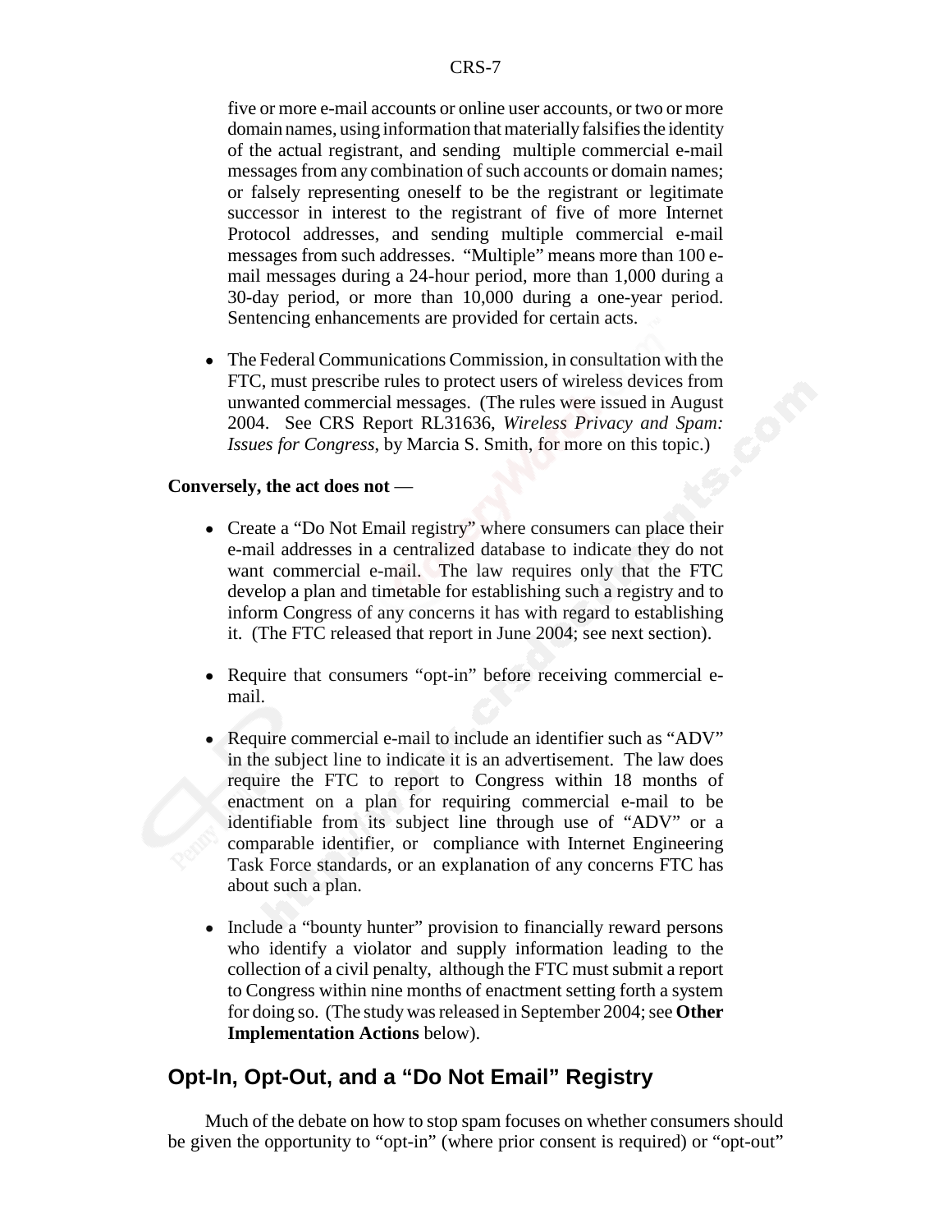five or more e-mail accounts or online user accounts, or two or more domain names, using information that materially falsifies the identity of the actual registrant, and sending multiple commercial e-mail messages from any combination of such accounts or domain names; or falsely representing oneself to be the registrant or legitimate successor in interest to the registrant of five of more Internet Protocol addresses, and sending multiple commercial e-mail messages from such addresses. "Multiple" means more than 100 e-mail messages during a 24-hour period, more than 1,000 during a 30-day period, or more than 10,000 during a one-year period. Sentencing enhancements are provided for certain acts.

- The Federal Communications Commission, in consultation with the FTC, must prescribe rules to protect users of wireless devices from unwanted commercial messages. (The rules were issued in August 2004. See CRS Report RL31636, *Wireless Privacy and Spam: Issues for Congress*, by Marcia S. Smith, for more on this topic.)

**Conversely, the act does not** —

- Create a "Do Not Email registry" where consumers can place their e-mail addresses in a centralized database to indicate they do not want commercial e-mail. The law requires only that the FTC develop a plan and timetable for establishing such a registry and to inform Congress of any concerns it has with regard to establishing it. (The FTC released that report in June 2004; see next section).

- Require that consumers "opt-in" before receiving commercial e-mail.

- Require commercial e-mail to include an identifier such as "ADV" in the subject line to indicate it is an advertisement. The law does require the FTC to report to Congress within 18 months of enactment on a plan for requiring commercial e-mail to be identifiable from its subject line through use of "ADV" or a comparable identifier, or compliance with Internet Engineering Task Force standards, or an explanation of any concerns FTC has about such a plan.

- Include a "bounty hunter" provision to financially reward persons who identify a violator and supply information leading to the collection of a civil penalty, although the FTC must submit a report to Congress within nine months of enactment setting forth a system for doing so. (The study was released in September 2004; see **Other Implementation Actions** below).

## Opt-In, Opt-Out, and a "Do Not Email" Registry

Much of the debate on how to stop spam focuses on whether consumers should be given the opportunity to "opt-in" (where prior consent is required) or "opt-out"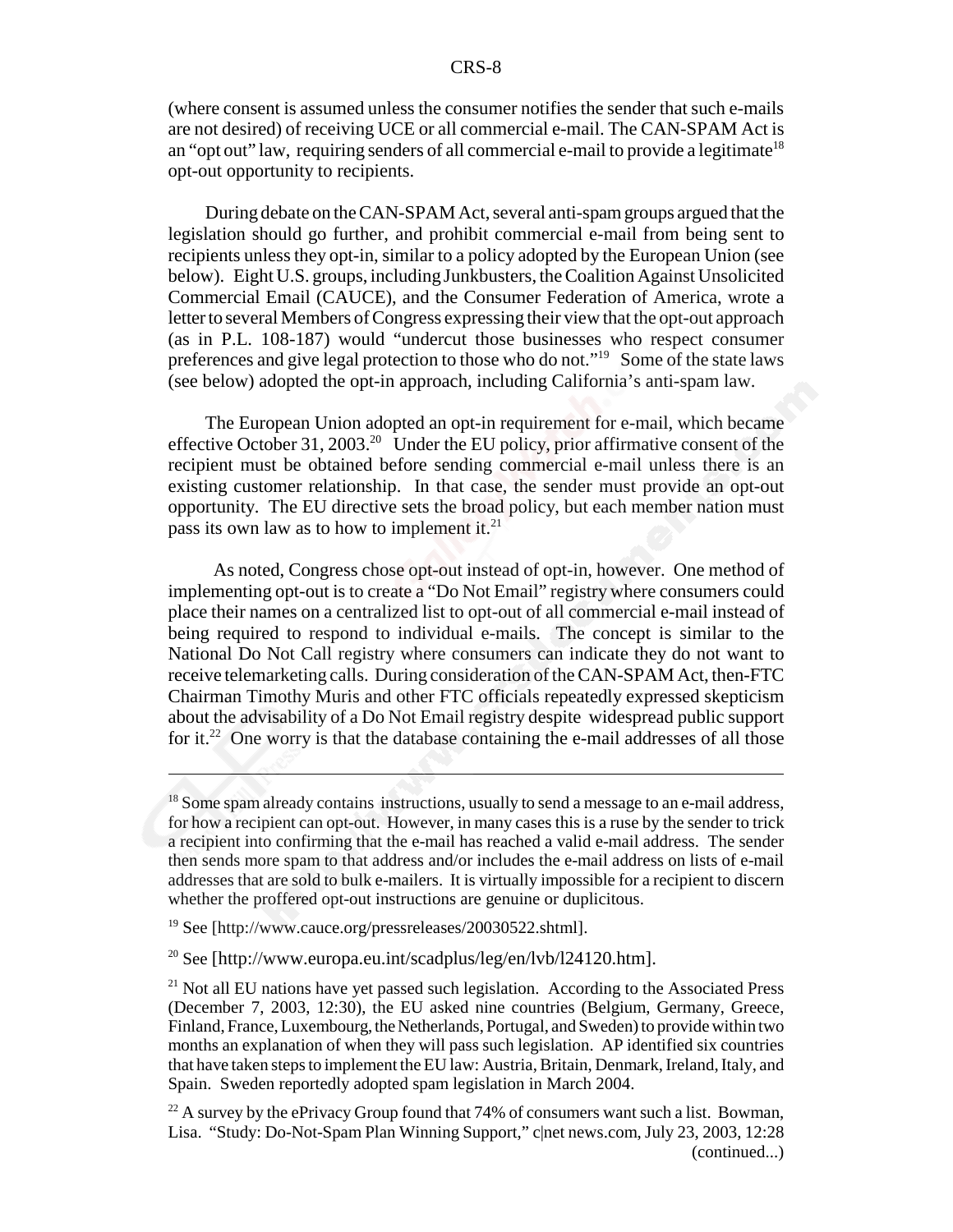(where consent is assumed unless the consumer notifies the sender that such e-mails are not desired) of receiving UCE or all commercial e-mail. The CAN-SPAM Act is an "opt out" law, requiring senders of all commercial e-mail to provide a legitimate[18] opt-out opportunity to recipients.

During debate on the CAN-SPAM Act, several anti-spam groups argued that the legislation should go further, and prohibit commercial e-mail from being sent to recipients unless they opt-in, similar to a policy adopted by the European Union (see below). Eight U.S. groups, including Junkbusters, the Coalition Against Unsolicited Commercial Email (CAUCE), and the Consumer Federation of America, wrote a letter to several Members of Congress expressing their view that the opt-out approach (as in P.L. 108-187) would "undercut those businesses who respect consumer preferences and give legal protection to those who do not."[19] Some of the state laws (see below) adopted the opt-in approach, including California's anti-spam law.

The European Union adopted an opt-in requirement for e-mail, which became effective October 31, 2003.[20] Under the EU policy, prior affirmative consent of the recipient must be obtained before sending commercial e-mail unless there is an existing customer relationship. In that case, the sender must provide an opt-out opportunity. The EU directive sets the broad policy, but each member nation must pass its own law as to how to implement it.[21]

As noted, Congress chose opt-out instead of opt-in, however. One method of implementing opt-out is to create a "Do Not Email" registry where consumers could place their names on a centralized list to opt-out of all commercial e-mail instead of being required to respond to individual e-mails. The concept is similar to the National Do Not Call registry where consumers can indicate they do not want to receive telemarketing calls. During consideration of the CAN-SPAM Act, then-FTC Chairman Timothy Muris and other FTC officials repeatedly expressed skepticism about the advisability of a Do Not Email registry despite widespread public support for it.[22] One worry is that the database containing the e-mail addresses of all those

---

[18] Some spam already contains instructions, usually to send a message to an e-mail address, for how a recipient can opt-out. However, in many cases this is a ruse by the sender to trick a recipient into confirming that the e-mail has reached a valid e-mail address. The sender then sends more spam to that address and/or includes the e-mail address on lists of e-mail addresses that are sold to bulk e-mailers. It is virtually impossible for a recipient to discern whether the proffered opt-out instructions are genuine or duplicitous.

[19] See [http://www.cauce.org/pressreleases/20030522.shtml].

[20] See [http://www.europa.eu.int/scadplus/leg/en/lvb/l24120.htm].

[21] Not all EU nations have yet passed such legislation. According to the Associated Press (December 7, 2003, 12:30), the EU asked nine countries (Belgium, Germany, Greece, Finland, France, Luxembourg, the Netherlands, Portugal, and Sweden) to provide within two months an explanation of when they will pass such legislation. AP identified six countries that have taken steps to implement the EU law: Austria, Britain, Denmark, Ireland, Italy, and Spain. Sweden reportedly adopted spam legislation in March 2004.

[22] A survey by the ePrivacy Group found that 74% of consumers want such a list. Bowman, Lisa. "Study: Do-Not-Spam Plan Winning Support," c|net news.com, July 23, 2003, 12:28 (continued...)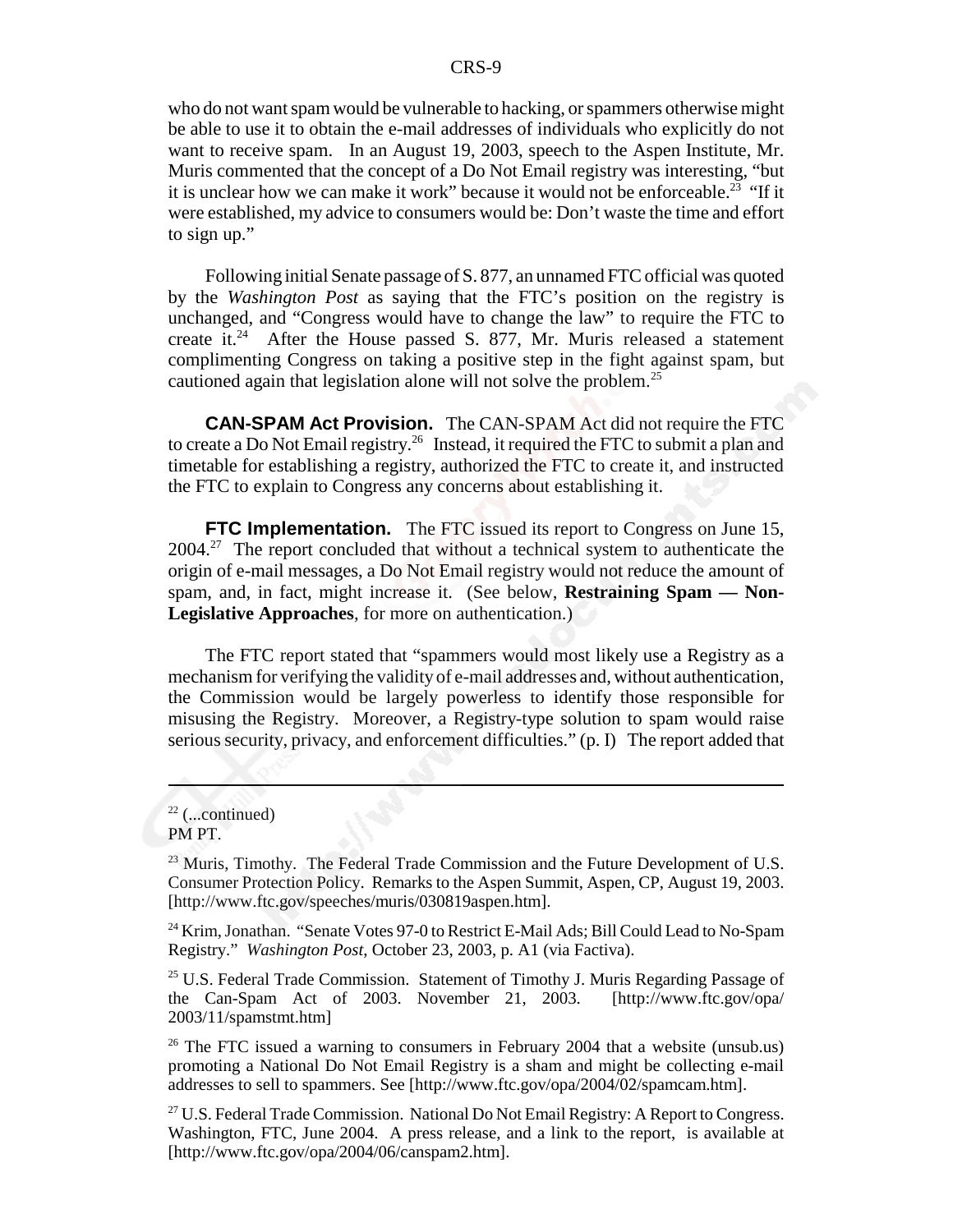who do not want spam would be vulnerable to hacking, or spammers otherwise might be able to use it to obtain the e-mail addresses of individuals who explicitly do not want to receive spam. In an August 19, 2003, speech to the Aspen Institute, Mr. Muris commented that the concept of a Do Not Email registry was interesting, "but it is unclear how we can make it work" because it would not be enforceable.[23] "If it were established, my advice to consumers would be: Don't waste the time and effort to sign up."

Following initial Senate passage of S. 877, an unnamed FTC official was quoted by the *Washington Post* as saying that the FTC's position on the registry is unchanged, and "Congress would have to change the law" to require the FTC to create it.[24] After the House passed S. 877, Mr. Muris released a statement complimenting Congress on taking a positive step in the fight against spam, but cautioned again that legislation alone will not solve the problem.[25]

**CAN-SPAM Act Provision.** The CAN-SPAM Act did not require the FTC to create a Do Not Email registry.[26] Instead, it required the FTC to submit a plan and timetable for establishing a registry, authorized the FTC to create it, and instructed the FTC to explain to Congress any concerns about establishing it.

**FTC Implementation.** The FTC issued its report to Congress on June 15, 2004.[27] The report concluded that without a technical system to authenticate the origin of e-mail messages, a Do Not Email registry would not reduce the amount of spam, and, in fact, might increase it. (See below, **Restraining Spam — Non-Legislative Approaches**, for more on authentication.)

The FTC report stated that "spammers would most likely use a Registry as a mechanism for verifying the validity of e-mail addresses and, without authentication, the Commission would be largely powerless to identify those responsible for misusing the Registry. Moreover, a Registry-type solution to spam would raise serious security, privacy, and enforcement difficulties." (p. I) The report added that

---

[22] (...continued)
PM PT.

[23] Muris, Timothy. The Federal Trade Commission and the Future Development of U.S. Consumer Protection Policy. Remarks to the Aspen Summit, Aspen, CP, August 19, 2003. [http://www.ftc.gov/speeches/muris/030819aspen.htm].

[24] Krim, Jonathan. "Senate Votes 97-0 to Restrict E-Mail Ads; Bill Could Lead to No-Spam Registry." *Washington Post*, October 23, 2003, p. A1 (via Factiva).

[25] U.S. Federal Trade Commission. Statement of Timothy J. Muris Regarding Passage of the Can-Spam Act of 2003. November 21, 2003. [http://www.ftc.gov/opa/2003/11/spamstmt.htm]

[26] The FTC issued a warning to consumers in February 2004 that a website (unsub.us) promoting a National Do Not Email Registry is a sham and might be collecting e-mail addresses to sell to spammers. See [http://www.ftc.gov/opa/2004/02/spamcam.htm].

[27] U.S. Federal Trade Commission. National Do Not Email Registry: A Report to Congress. Washington, FTC, June 2004. A press release, and a link to the report, is available at [http://www.ftc.gov/opa/2004/06/canspam2.htm].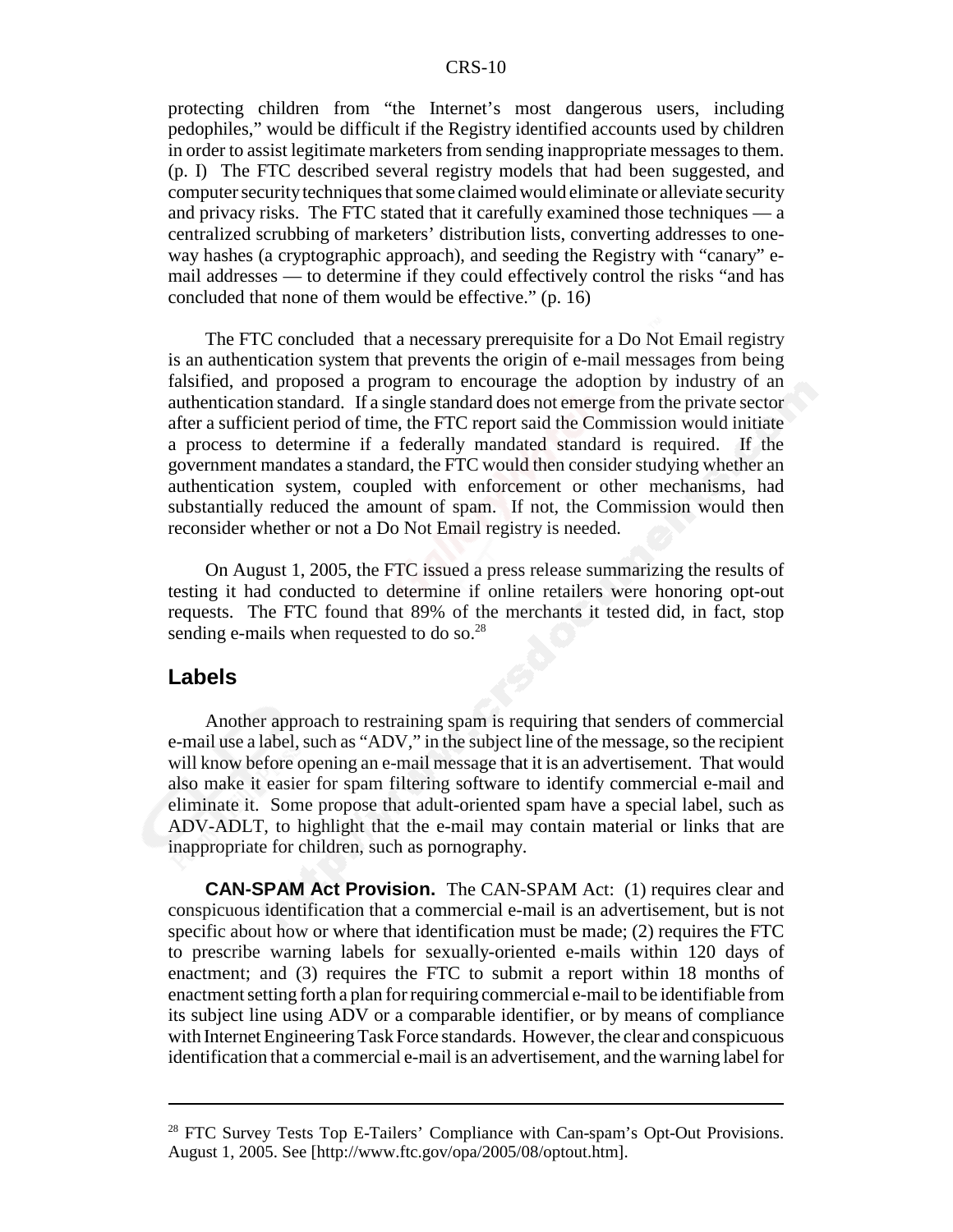protecting children from "the Internet's most dangerous users, including pedophiles," would be difficult if the Registry identified accounts used by children in order to assist legitimate marketers from sending inappropriate messages to them. (p. I) The FTC described several registry models that had been suggested, and computer security techniques that some claimed would eliminate or alleviate security and privacy risks. The FTC stated that it carefully examined those techniques — a centralized scrubbing of marketers' distribution lists, converting addresses to one-way hashes (a cryptographic approach), and seeding the Registry with "canary" e-mail addresses — to determine if they could effectively control the risks "and has concluded that none of them would be effective." (p. 16)

The FTC concluded that a necessary prerequisite for a Do Not Email registry is an authentication system that prevents the origin of e-mail messages from being falsified, and proposed a program to encourage the adoption by industry of an authentication standard. If a single standard does not emerge from the private sector after a sufficient period of time, the FTC report said the Commission would initiate a process to determine if a federally mandated standard is required. If the government mandates a standard, the FTC would then consider studying whether an authentication system, coupled with enforcement or other mechanisms, had substantially reduced the amount of spam. If not, the Commission would then reconsider whether or not a Do Not Email registry is needed.

On August 1, 2005, the FTC issued a press release summarizing the results of testing it had conducted to determine if online retailers were honoring opt-out requests. The FTC found that 89% of the merchants it tested did, in fact, stop sending e-mails when requested to do so.[28]

## Labels

Another approach to restraining spam is requiring that senders of commercial e-mail use a label, such as "ADV," in the subject line of the message, so the recipient will know before opening an e-mail message that it is an advertisement. That would also make it easier for spam filtering software to identify commercial e-mail and eliminate it. Some propose that adult-oriented spam have a special label, such as ADV-ADLT, to highlight that the e-mail may contain material or links that are inappropriate for children, such as pornography.

**CAN-SPAM Act Provision.** The CAN-SPAM Act: (1) requires clear and conspicuous identification that a commercial e-mail is an advertisement, but is not specific about how or where that identification must be made; (2) requires the FTC to prescribe warning labels for sexually-oriented e-mails within 120 days of enactment; and (3) requires the FTC to submit a report within 18 months of enactment setting forth a plan for requiring commercial e-mail to be identifiable from its subject line using ADV or a comparable identifier, or by means of compliance with Internet Engineering Task Force standards. However, the clear and conspicuous identification that a commercial e-mail is an advertisement, and the warning label for

[28] FTC Survey Tests Top E-Tailers' Compliance with Can-spam's Opt-Out Provisions. August 1, 2005. See [http://www.ftc.gov/opa/2005/08/optout.htm].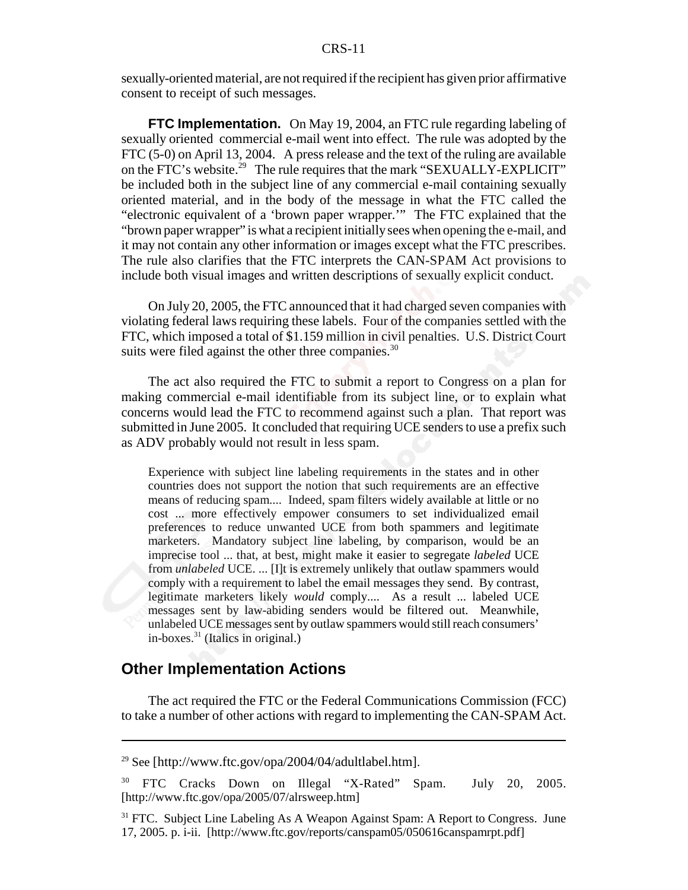sexually-oriented material, are not required if the recipient has given prior affirmative consent to receipt of such messages.

**FTC Implementation.** On May 19, 2004, an FTC rule regarding labeling of sexually oriented commercial e-mail went into effect. The rule was adopted by the FTC (5-0) on April 13, 2004. A press release and the text of the ruling are available on the FTC's website.[29] The rule requires that the mark "SEXUALLY-EXPLICIT" be included both in the subject line of any commercial e-mail containing sexually oriented material, and in the body of the message in what the FTC called the "electronic equivalent of a 'brown paper wrapper.'" The FTC explained that the "brown paper wrapper" is what a recipient initially sees when opening the e-mail, and it may not contain any other information or images except what the FTC prescribes. The rule also clarifies that the FTC interprets the CAN-SPAM Act provisions to include both visual images and written descriptions of sexually explicit conduct.

On July 20, 2005, the FTC announced that it had charged seven companies with violating federal laws requiring these labels. Four of the companies settled with the FTC, which imposed a total of $1.159 million in civil penalties. U.S. District Court suits were filed against the other three companies.[30]

The act also required the FTC to submit a report to Congress on a plan for making commercial e-mail identifiable from its subject line, or to explain what concerns would lead the FTC to recommend against such a plan. That report was submitted in June 2005. It concluded that requiring UCE senders to use a prefix such as ADV probably would not result in less spam.

> Experience with subject line labeling requirements in the states and in other countries does not support the notion that such requirements are an effective means of reducing spam.... Indeed, spam filters widely available at little or no cost ... more effectively empower consumers to set individualized email preferences to reduce unwanted UCE from both spammers and legitimate marketers. Mandatory subject line labeling, by comparison, would be an imprecise tool ... that, at best, might make it easier to segregate *labeled* UCE from *unlabeled* UCE. ... [I]t is extremely unlikely that outlaw spammers would comply with a requirement to label the email messages they send. By contrast, legitimate marketers likely *would* comply.... As a result ... labeled UCE messages sent by law-abiding senders would be filtered out. Meanwhile, unlabeled UCE messages sent by outlaw spammers would still reach consumers' in-boxes.[31] (Italics in original.)

## Other Implementation Actions

The act required the FTC or the Federal Communications Commission (FCC) to take a number of other actions with regard to implementing the CAN-SPAM Act.

---

[29] See [http://www.ftc.gov/opa/2004/04/adultlabel.htm].

[30] FTC Cracks Down on Illegal "X-Rated" Spam. July 20, 2005. [http://www.ftc.gov/opa/2005/07/alrsweep.htm]

[31] FTC. Subject Line Labeling As A Weapon Against Spam: A Report to Congress. June 17, 2005. p. i-ii. [http://www.ftc.gov/reports/canspam05/050616canspamrpt.pdf]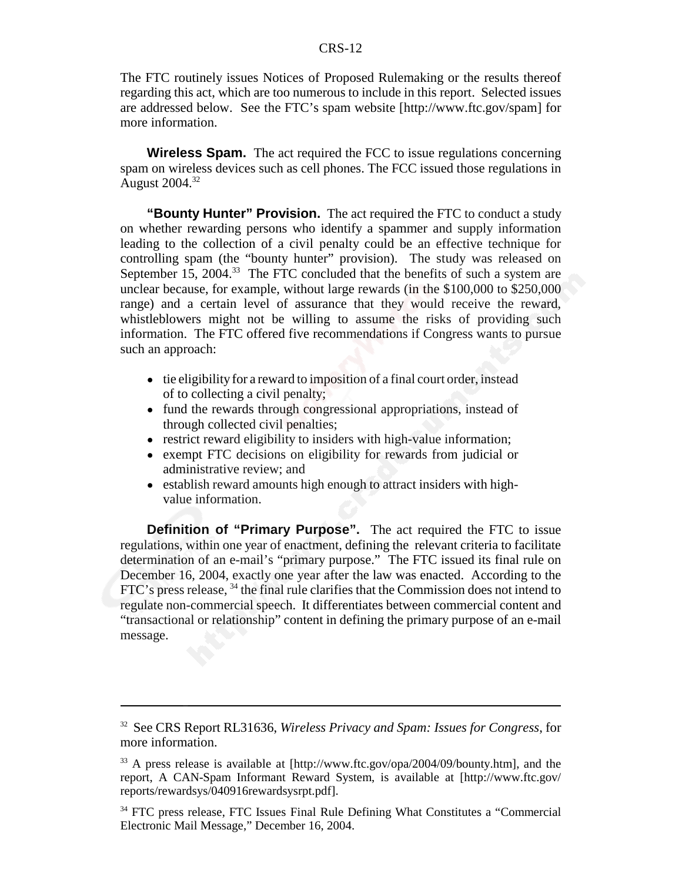The FTC routinely issues Notices of Proposed Rulemaking or the results thereof regarding this act, which are too numerous to include in this report. Selected issues are addressed below. See the FTC's spam website [http://www.ftc.gov/spam] for more information.

**Wireless Spam.** The act required the FCC to issue regulations concerning spam on wireless devices such as cell phones. The FCC issued those regulations in August 2004.[32]

**"Bounty Hunter" Provision.** The act required the FTC to conduct a study on whether rewarding persons who identify a spammer and supply information leading to the collection of a civil penalty could be an effective technique for controlling spam (the "bounty hunter" provision). The study was released on September 15, 2004.[33] The FTC concluded that the benefits of such a system are unclear because, for example, without large rewards (in the $100,000 to $250,000 range) and a certain level of assurance that they would receive the reward, whistleblowers might not be willing to assume the risks of providing such information. The FTC offered five recommendations if Congress wants to pursue such an approach:

- tie eligibility for a reward to imposition of a final court order, instead of to collecting a civil penalty;
- fund the rewards through congressional appropriations, instead of through collected civil penalties;
- restrict reward eligibility to insiders with high-value information;
- exempt FTC decisions on eligibility for rewards from judicial or administrative review; and
- establish reward amounts high enough to attract insiders with high-value information.

**Definition of "Primary Purpose".** The act required the FTC to issue regulations, within one year of enactment, defining the relevant criteria to facilitate determination of an e-mail's "primary purpose." The FTC issued its final rule on December 16, 2004, exactly one year after the law was enacted. According to the FTC's press release,[34] the final rule clarifies that the Commission does not intend to regulate non-commercial speech. It differentiates between commercial content and "transactional or relationship" content in defining the primary purpose of an e-mail message.

---

[32] See CRS Report RL31636, *Wireless Privacy and Spam: Issues for Congress*, for more information.

[33] A press release is available at [http://www.ftc.gov/opa/2004/09/bounty.htm], and the report, A CAN-Spam Informant Reward System, is available at [http://www.ftc.gov/reports/rewardsys/040916rewardsysrpt.pdf].

[34] FTC press release, FTC Issues Final Rule Defining What Constitutes a "Commercial Electronic Mail Message," December 16, 2004.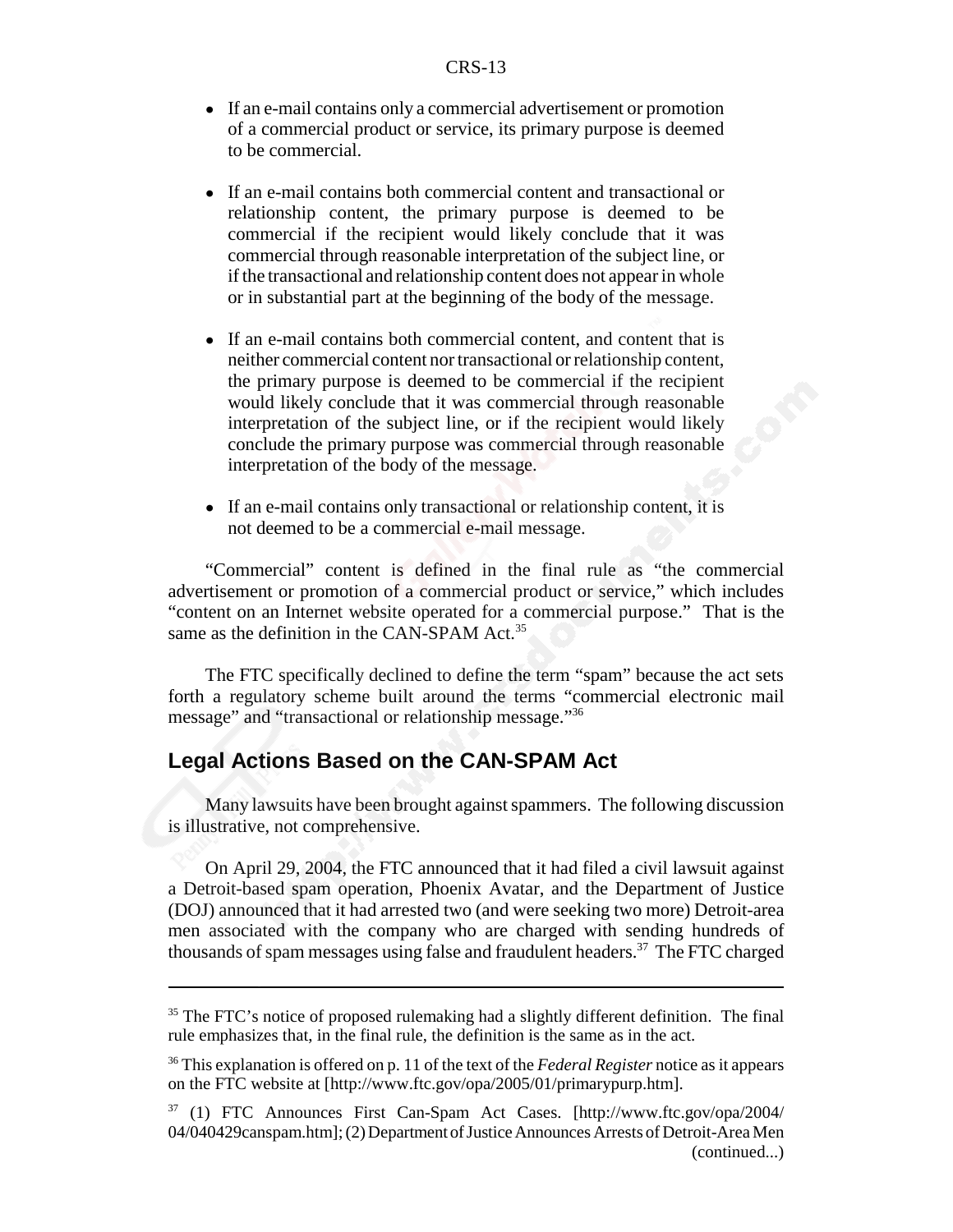- If an e-mail contains only a commercial advertisement or promotion of a commercial product or service, its primary purpose is deemed to be commercial.
- If an e-mail contains both commercial content and transactional or relationship content, the primary purpose is deemed to be commercial if the recipient would likely conclude that it was commercial through reasonable interpretation of the subject line, or if the transactional and relationship content does not appear in whole or in substantial part at the beginning of the body of the message.
- If an e-mail contains both commercial content, and content that is neither commercial content nor transactional or relationship content, the primary purpose is deemed to be commercial if the recipient would likely conclude that it was commercial through reasonable interpretation of the subject line, or if the recipient would likely conclude the primary purpose was commercial through reasonable interpretation of the body of the message.
- If an e-mail contains only transactional or relationship content, it is not deemed to be a commercial e-mail message.

"Commercial" content is defined in the final rule as "the commercial advertisement or promotion of a commercial product or service," which includes "content on an Internet website operated for a commercial purpose." That is the same as the definition in the CAN-SPAM Act.[35]

The FTC specifically declined to define the term "spam" because the act sets forth a regulatory scheme built around the terms "commercial electronic mail message" and "transactional or relationship message."[36]

## Legal Actions Based on the CAN-SPAM Act

Many lawsuits have been brought against spammers. The following discussion is illustrative, not comprehensive.

On April 29, 2004, the FTC announced that it had filed a civil lawsuit against a Detroit-based spam operation, Phoenix Avatar, and the Department of Justice (DOJ) announced that it had arrested two (and were seeking two more) Detroit-area men associated with the company who are charged with sending hundreds of thousands of spam messages using false and fraudulent headers.[37] The FTC charged

---

[35] The FTC's notice of proposed rulemaking had a slightly different definition. The final rule emphasizes that, in the final rule, the definition is the same as in the act.

[36] This explanation is offered on p. 11 of the text of the *Federal Register* notice as it appears on the FTC website at [http://www.ftc.gov/opa/2005/01/primarypurp.htm].

[37] (1) FTC Announces First Can-Spam Act Cases. [http://www.ftc.gov/opa/2004/04/040429canspam.htm]; (2) Department of Justice Announces Arrests of Detroit-Area Men (continued...)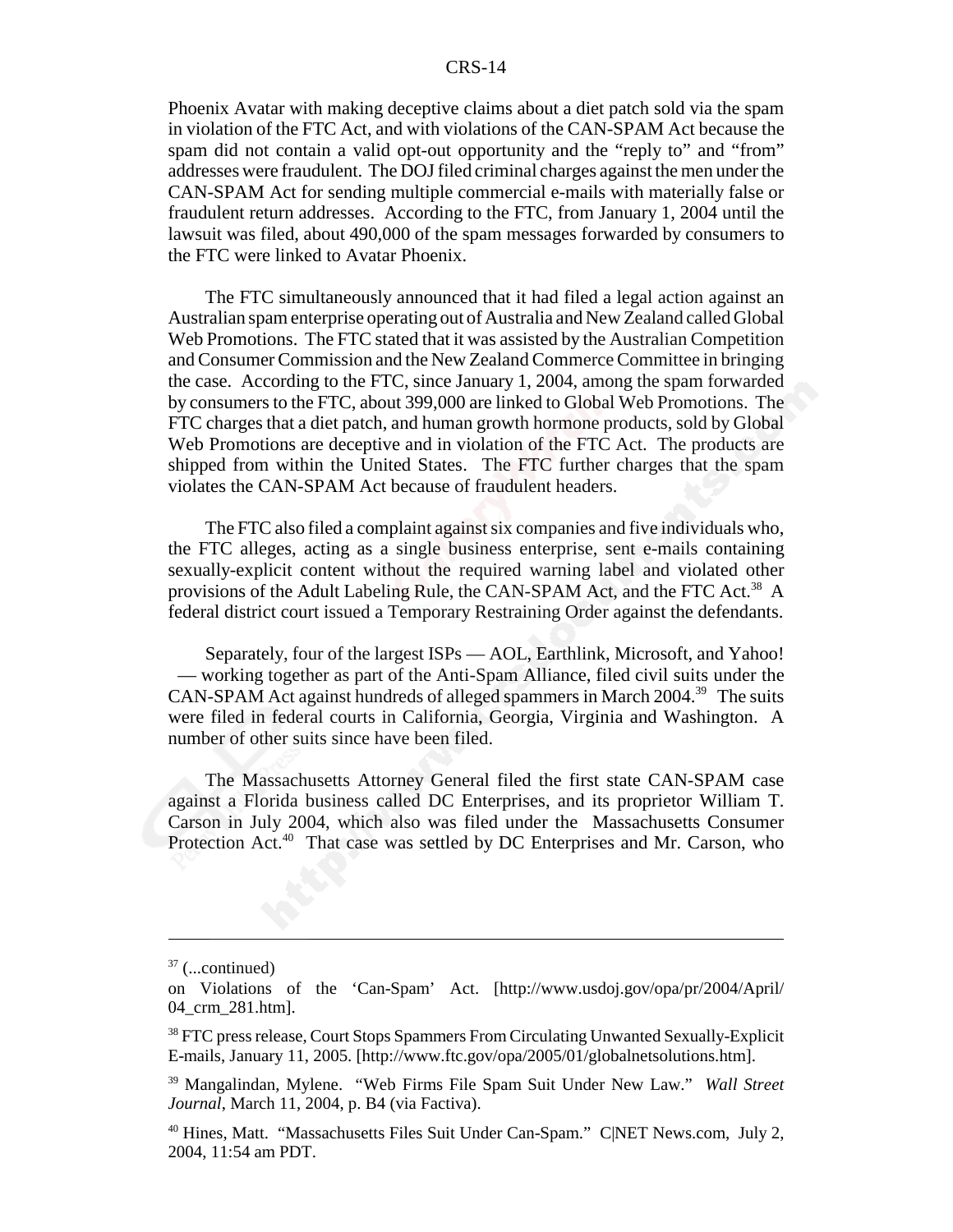Phoenix Avatar with making deceptive claims about a diet patch sold via the spam in violation of the FTC Act, and with violations of the CAN-SPAM Act because the spam did not contain a valid opt-out opportunity and the "reply to" and "from" addresses were fraudulent. The DOJ filed criminal charges against the men under the CAN-SPAM Act for sending multiple commercial e-mails with materially false or fraudulent return addresses. According to the FTC, from January 1, 2004 until the lawsuit was filed, about 490,000 of the spam messages forwarded by consumers to the FTC were linked to Avatar Phoenix.

The FTC simultaneously announced that it had filed a legal action against an Australian spam enterprise operating out of Australia and New Zealand called Global Web Promotions. The FTC stated that it was assisted by the Australian Competition and Consumer Commission and the New Zealand Commerce Committee in bringing the case. According to the FTC, since January 1, 2004, among the spam forwarded by consumers to the FTC, about 399,000 are linked to Global Web Promotions. The FTC charges that a diet patch, and human growth hormone products, sold by Global Web Promotions are deceptive and in violation of the FTC Act. The products are shipped from within the United States. The FTC further charges that the spam violates the CAN-SPAM Act because of fraudulent headers.

The FTC also filed a complaint against six companies and five individuals who, the FTC alleges, acting as a single business enterprise, sent e-mails containing sexually-explicit content without the required warning label and violated other provisions of the Adult Labeling Rule, the CAN-SPAM Act, and the FTC Act.[38] A federal district court issued a Temporary Restraining Order against the defendants.

Separately, four of the largest ISPs — AOL, Earthlink, Microsoft, and Yahoo! — working together as part of the Anti-Spam Alliance, filed civil suits under the CAN-SPAM Act against hundreds of alleged spammers in March 2004.[39] The suits were filed in federal courts in California, Georgia, Virginia and Washington. A number of other suits since have been filed.

The Massachusetts Attorney General filed the first state CAN-SPAM case against a Florida business called DC Enterprises, and its proprietor William T. Carson in July 2004, which also was filed under the Massachusetts Consumer Protection Act.[40] That case was settled by DC Enterprises and Mr. Carson, who

---

[37] (...continued) on Violations of the 'Can-Spam' Act. [http://www.usdoj.gov/opa/pr/2004/April/04_crm_281.htm].

[38] FTC press release, Court Stops Spammers From Circulating Unwanted Sexually-Explicit E-mails, January 11, 2005. [http://www.ftc.gov/opa/2005/01/globalnetsolutions.htm].

[39] Mangalindan, Mylene. "Web Firms File Spam Suit Under New Law." *Wall Street Journal*, March 11, 2004, p. B4 (via Factiva).

[40] Hines, Matt. "Massachusetts Files Suit Under Can-Spam." C|NET News.com, July 2, 2004, 11:54 am PDT.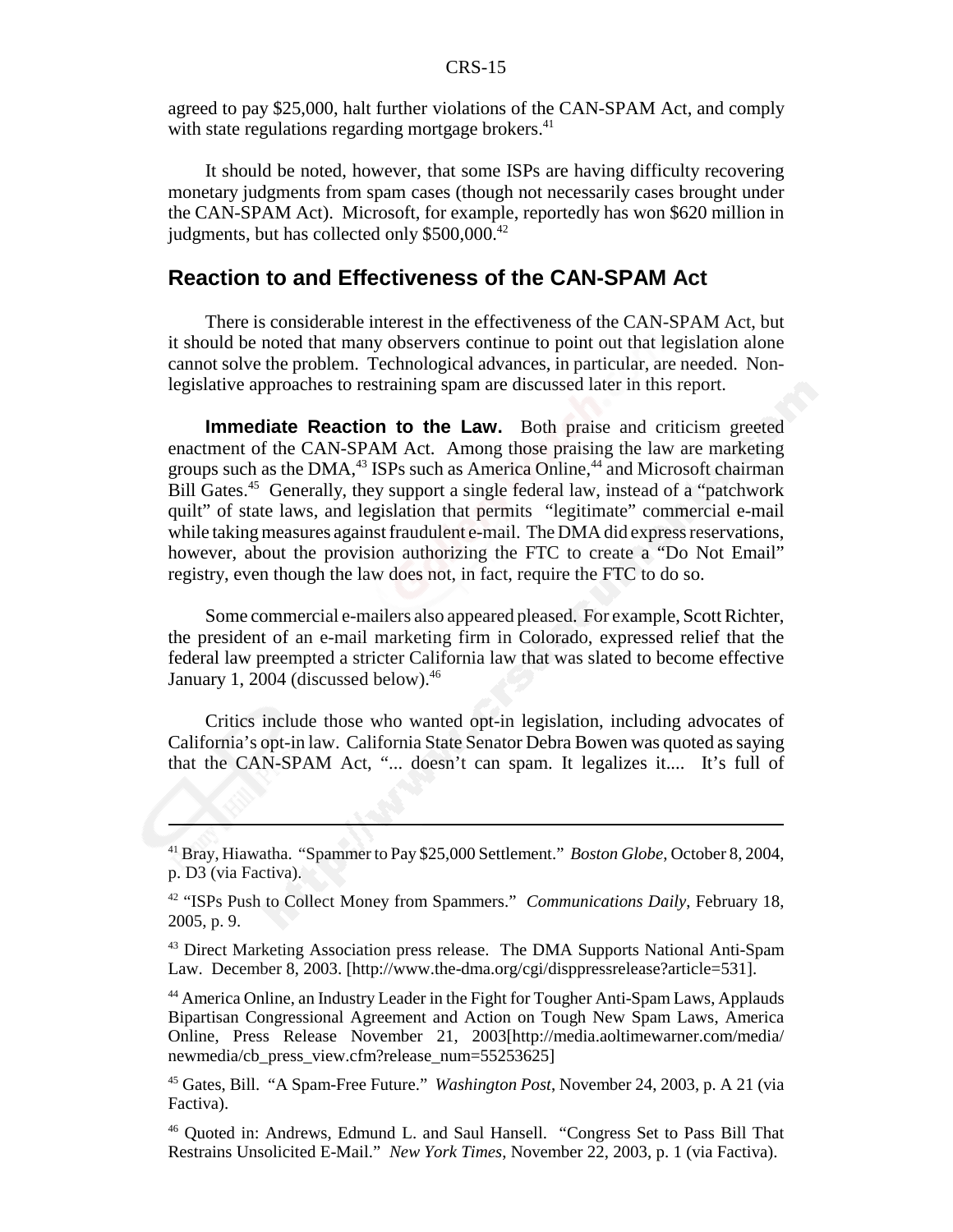agreed to pay $25,000, halt further violations of the CAN-SPAM Act, and comply with state regulations regarding mortgage brokers.[41]

It should be noted, however, that some ISPs are having difficulty recovering monetary judgments from spam cases (though not necessarily cases brought under the CAN-SPAM Act). Microsoft, for example, reportedly has won $620 million in judgments, but has collected only $500,000.[42]

## Reaction to and Effectiveness of the CAN-SPAM Act

There is considerable interest in the effectiveness of the CAN-SPAM Act, but it should be noted that many observers continue to point out that legislation alone cannot solve the problem. Technological advances, in particular, are needed. Non-legislative approaches to restraining spam are discussed later in this report.

**Immediate Reaction to the Law.** Both praise and criticism greeted enactment of the CAN-SPAM Act. Among those praising the law are marketing groups such as the DMA,[43] ISPs such as America Online,[44] and Microsoft chairman Bill Gates.[45] Generally, they support a single federal law, instead of a "patchwork quilt" of state laws, and legislation that permits "legitimate" commercial e-mail while taking measures against fraudulent e-mail. The DMA did express reservations, however, about the provision authorizing the FTC to create a "Do Not Email" registry, even though the law does not, in fact, require the FTC to do so.

Some commercial e-mailers also appeared pleased. For example, Scott Richter, the president of an e-mail marketing firm in Colorado, expressed relief that the federal law preempted a stricter California law that was slated to become effective January 1, 2004 (discussed below).[46]

Critics include those who wanted opt-in legislation, including advocates of California's opt-in law. California State Senator Debra Bowen was quoted as saying that the CAN-SPAM Act, "... doesn't can spam. It legalizes it.... It's full of

---

[41] Bray, Hiawatha. "Spammer to Pay $25,000 Settlement." *Boston Globe*, October 8, 2004, p. D3 (via Factiva).

[42] "ISPs Push to Collect Money from Spammers." *Communications Daily*, February 18, 2005, p. 9.

[43] Direct Marketing Association press release. The DMA Supports National Anti-Spam Law. December 8, 2003. [http://www.the-dma.org/cgi/disppressrelease?article=531].

[44] America Online, an Industry Leader in the Fight for Tougher Anti-Spam Laws, Applauds Bipartisan Congressional Agreement and Action on Tough New Spam Laws, America Online, Press Release November 21, 2003[http://media.aoltimewarner.com/media/newmedia/cb_press_view.cfm?release_num=55253625]

[45] Gates, Bill. "A Spam-Free Future." *Washington Post*, November 24, 2003, p. A 21 (via Factiva).

[46] Quoted in: Andrews, Edmund L. and Saul Hansell. "Congress Set to Pass Bill That Restrains Unsolicited E-Mail." *New York Times*, November 22, 2003, p. 1 (via Factiva).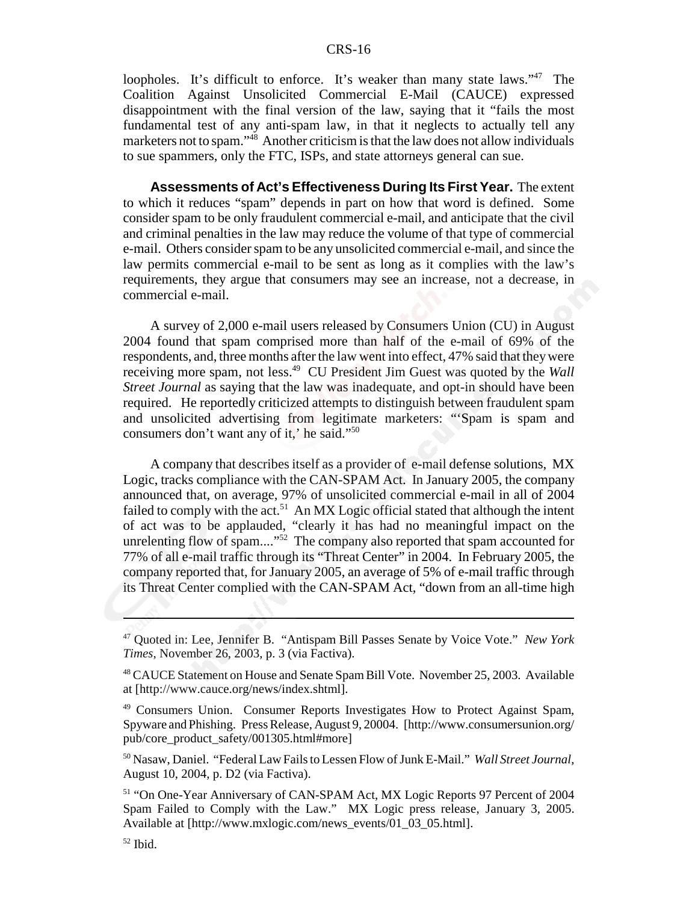loopholes. It's difficult to enforce. It's weaker than many state laws."[47] The Coalition Against Unsolicited Commercial E-Mail (CAUCE) expressed disappointment with the final version of the law, saying that it "fails the most fundamental test of any anti-spam law, in that it neglects to actually tell any marketers not to spam."[48] Another criticism is that the law does not allow individuals to sue spammers, only the FTC, ISPs, and state attorneys general can sue.

**Assessments of Act's Effectiveness During Its First Year.** The extent to which it reduces "spam" depends in part on how that word is defined. Some consider spam to be only fraudulent commercial e-mail, and anticipate that the civil and criminal penalties in the law may reduce the volume of that type of commercial e-mail. Others consider spam to be any unsolicited commercial e-mail, and since the law permits commercial e-mail to be sent as long as it complies with the law's requirements, they argue that consumers may see an increase, not a decrease, in commercial e-mail.

A survey of 2,000 e-mail users released by Consumers Union (CU) in August 2004 found that spam comprised more than half of the e-mail of 69% of the respondents, and, three months after the law went into effect, 47% said that they were receiving more spam, not less.[49] CU President Jim Guest was quoted by the *Wall Street Journal* as saying that the law was inadequate, and opt-in should have been required. He reportedly criticized attempts to distinguish between fraudulent spam and unsolicited advertising from legitimate marketers: "'Spam is spam and consumers don't want any of it,' he said."[50]

A company that describes itself as a provider of e-mail defense solutions, MX Logic, tracks compliance with the CAN-SPAM Act. In January 2005, the company announced that, on average, 97% of unsolicited commercial e-mail in all of 2004 failed to comply with the act.[51] An MX Logic official stated that although the intent of act was to be applauded, "clearly it has had no meaningful impact on the unrelenting flow of spam...."[52] The company also reported that spam accounted for 77% of all e-mail traffic through its "Threat Center" in 2004. In February 2005, the company reported that, for January 2005, an average of 5% of e-mail traffic through its Threat Center complied with the CAN-SPAM Act, "down from an all-time high

---

[47] Quoted in: Lee, Jennifer B. "Antispam Bill Passes Senate by Voice Vote." *New York Times*, November 26, 2003, p. 3 (via Factiva).

[48] CAUCE Statement on House and Senate Spam Bill Vote. November 25, 2003. Available at [http://www.cauce.org/news/index.shtml].

[49] Consumers Union. Consumer Reports Investigates How to Protect Against Spam, Spyware and Phishing. Press Release, August 9, 20004. [http://www.consumersunion.org/pub/core_product_safety/001305.html#more]

[50] Nasaw, Daniel. "Federal Law Fails to Lessen Flow of Junk E-Mail." *Wall Street Journal*, August 10, 2004, p. D2 (via Factiva).

[51] "On One-Year Anniversary of CAN-SPAM Act, MX Logic Reports 97 Percent of 2004 Spam Failed to Comply with the Law." MX Logic press release, January 3, 2005. Available at [http://www.mxlogic.com/news_events/01_03_05.html].

[52] Ibid.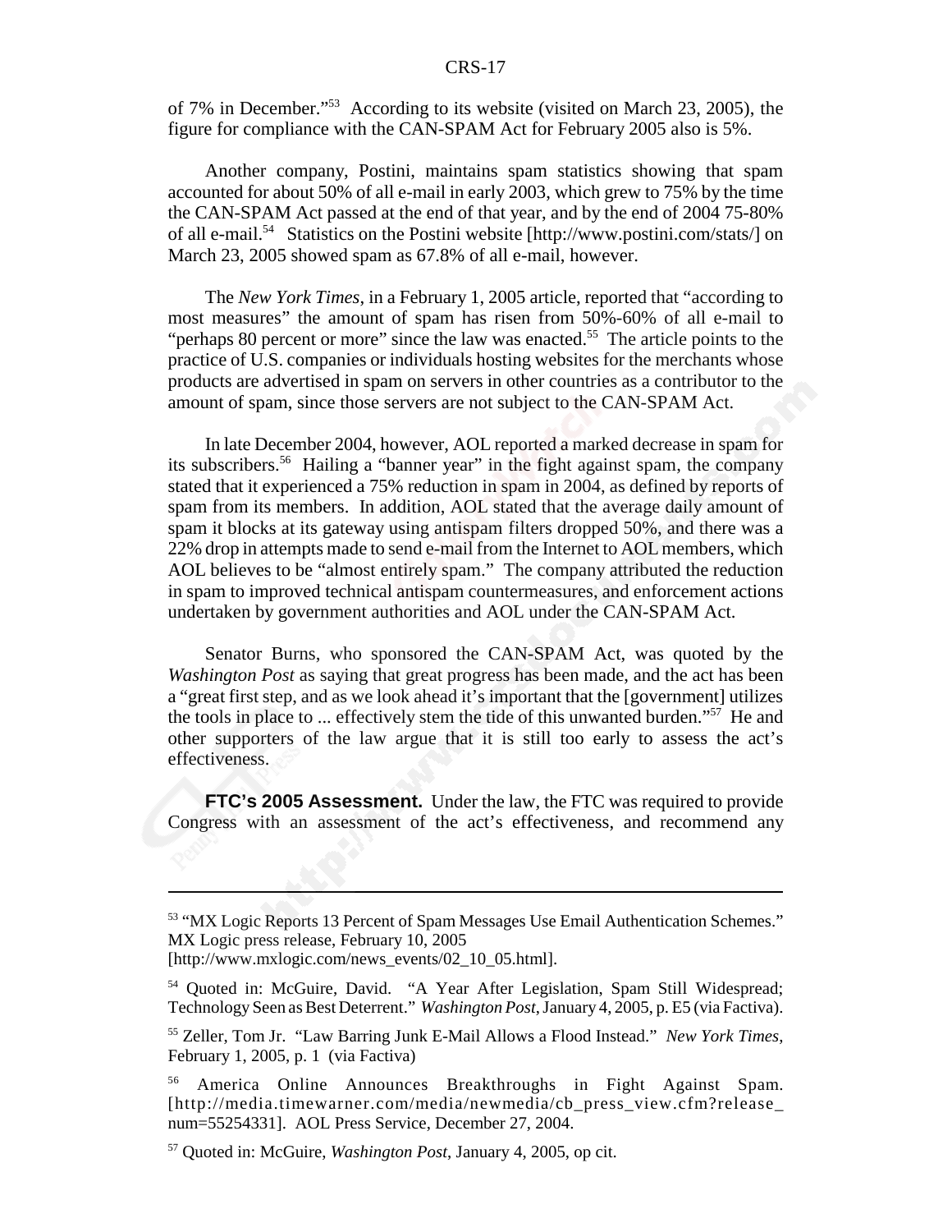of 7% in December."[53] According to its website (visited on March 23, 2005), the figure for compliance with the CAN-SPAM Act for February 2005 also is 5%.

Another company, Postini, maintains spam statistics showing that spam accounted for about 50% of all e-mail in early 2003, which grew to 75% by the time the CAN-SPAM Act passed at the end of that year, and by the end of 2004 75-80% of all e-mail.[54] Statistics on the Postini website [http://www.postini.com/stats/] on March 23, 2005 showed spam as 67.8% of all e-mail, however.

The *New York Times*, in a February 1, 2005 article, reported that "according to most measures" the amount of spam has risen from 50%-60% of all e-mail to "perhaps 80 percent or more" since the law was enacted.[55] The article points to the practice of U.S. companies or individuals hosting websites for the merchants whose products are advertised in spam on servers in other countries as a contributor to the amount of spam, since those servers are not subject to the CAN-SPAM Act.

In late December 2004, however, AOL reported a marked decrease in spam for its subscribers.[56] Hailing a "banner year" in the fight against spam, the company stated that it experienced a 75% reduction in spam in 2004, as defined by reports of spam from its members. In addition, AOL stated that the average daily amount of spam it blocks at its gateway using antispam filters dropped 50%, and there was a 22% drop in attempts made to send e-mail from the Internet to AOL members, which AOL believes to be "almost entirely spam." The company attributed the reduction in spam to improved technical antispam countermeasures, and enforcement actions undertaken by government authorities and AOL under the CAN-SPAM Act.

Senator Burns, who sponsored the CAN-SPAM Act, was quoted by the *Washington Post* as saying that great progress has been made, and the act has been a "great first step, and as we look ahead it's important that the [government] utilizes the tools in place to ... effectively stem the tide of this unwanted burden."[57] He and other supporters of the law argue that it is still too early to assess the act's effectiveness.

**FTC's 2005 Assessment.** Under the law, the FTC was required to provide Congress with an assessment of the act's effectiveness, and recommend any

---

[53] "MX Logic Reports 13 Percent of Spam Messages Use Email Authentication Schemes." MX Logic press release, February 10, 2005 [http://www.mxlogic.com/news_events/02_10_05.html].

[54] Quoted in: McGuire, David. "A Year After Legislation, Spam Still Widespread; Technology Seen as Best Deterrent." *Washington Post*, January 4, 2005, p. E5 (via Factiva).

[55] Zeller, Tom Jr. "Law Barring Junk E-Mail Allows a Flood Instead." *New York Times*, February 1, 2005, p. 1 (via Factiva)

[56] America Online Announces Breakthroughs in Fight Against Spam. [http://media.timewarner.com/media/newmedia/cb_press_view.cfm?release_num=55254331]. AOL Press Service, December 27, 2004.

[57] Quoted in: McGuire, *Washington Post*, January 4, 2005, op cit.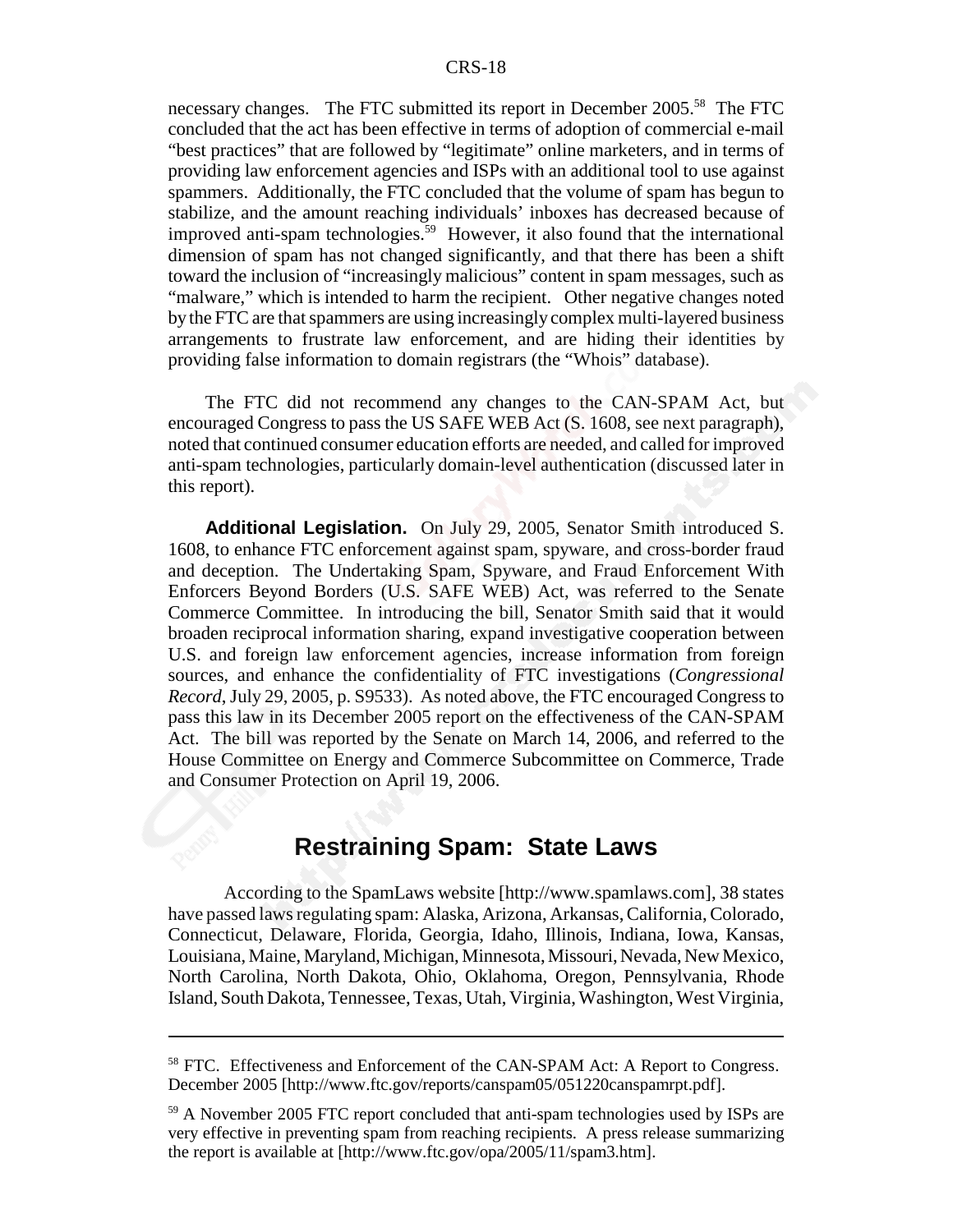necessary changes. The FTC submitted its report in December 2005.[58] The FTC concluded that the act has been effective in terms of adoption of commercial e-mail "best practices" that are followed by "legitimate" online marketers, and in terms of providing law enforcement agencies and ISPs with an additional tool to use against spammers. Additionally, the FTC concluded that the volume of spam has begun to stabilize, and the amount reaching individuals' inboxes has decreased because of improved anti-spam technologies.[59] However, it also found that the international dimension of spam has not changed significantly, and that there has been a shift toward the inclusion of "increasingly malicious" content in spam messages, such as "malware," which is intended to harm the recipient. Other negative changes noted by the FTC are that spammers are using increasingly complex multi-layered business arrangements to frustrate law enforcement, and are hiding their identities by providing false information to domain registrars (the "Whois" database).

The FTC did not recommend any changes to the CAN-SPAM Act, but encouraged Congress to pass the US SAFE WEB Act (S. 1608, see next paragraph), noted that continued consumer education efforts are needed, and called for improved anti-spam technologies, particularly domain-level authentication (discussed later in this report).

**Additional Legislation.** On July 29, 2005, Senator Smith introduced S. 1608, to enhance FTC enforcement against spam, spyware, and cross-border fraud and deception. The Undertaking Spam, Spyware, and Fraud Enforcement With Enforcers Beyond Borders (U.S. SAFE WEB) Act, was referred to the Senate Commerce Committee. In introducing the bill, Senator Smith said that it would broaden reciprocal information sharing, expand investigative cooperation between U.S. and foreign law enforcement agencies, increase information from foreign sources, and enhance the confidentiality of FTC investigations (*Congressional Record*, July 29, 2005, p. S9533). As noted above, the FTC encouraged Congress to pass this law in its December 2005 report on the effectiveness of the CAN-SPAM Act. The bill was reported by the Senate on March 14, 2006, and referred to the House Committee on Energy and Commerce Subcommittee on Commerce, Trade and Consumer Protection on April 19, 2006.

## Restraining Spam: State Laws

According to the SpamLaws website [http://www.spamlaws.com], 38 states have passed laws regulating spam: Alaska, Arizona, Arkansas, California, Colorado, Connecticut, Delaware, Florida, Georgia, Idaho, Illinois, Indiana, Iowa, Kansas, Louisiana, Maine, Maryland, Michigan, Minnesota, Missouri, Nevada, New Mexico, North Carolina, North Dakota, Ohio, Oklahoma, Oregon, Pennsylvania, Rhode Island, South Dakota, Tennessee, Texas, Utah, Virginia, Washington, West Virginia,

---

[58] FTC. Effectiveness and Enforcement of the CAN-SPAM Act: A Report to Congress. December 2005 [http://www.ftc.gov/reports/canspam05/051220canspamrpt.pdf].

[59] A November 2005 FTC report concluded that anti-spam technologies used by ISPs are very effective in preventing spam from reaching recipients. A press release summarizing the report is available at [http://www.ftc.gov/opa/2005/11/spam3.htm].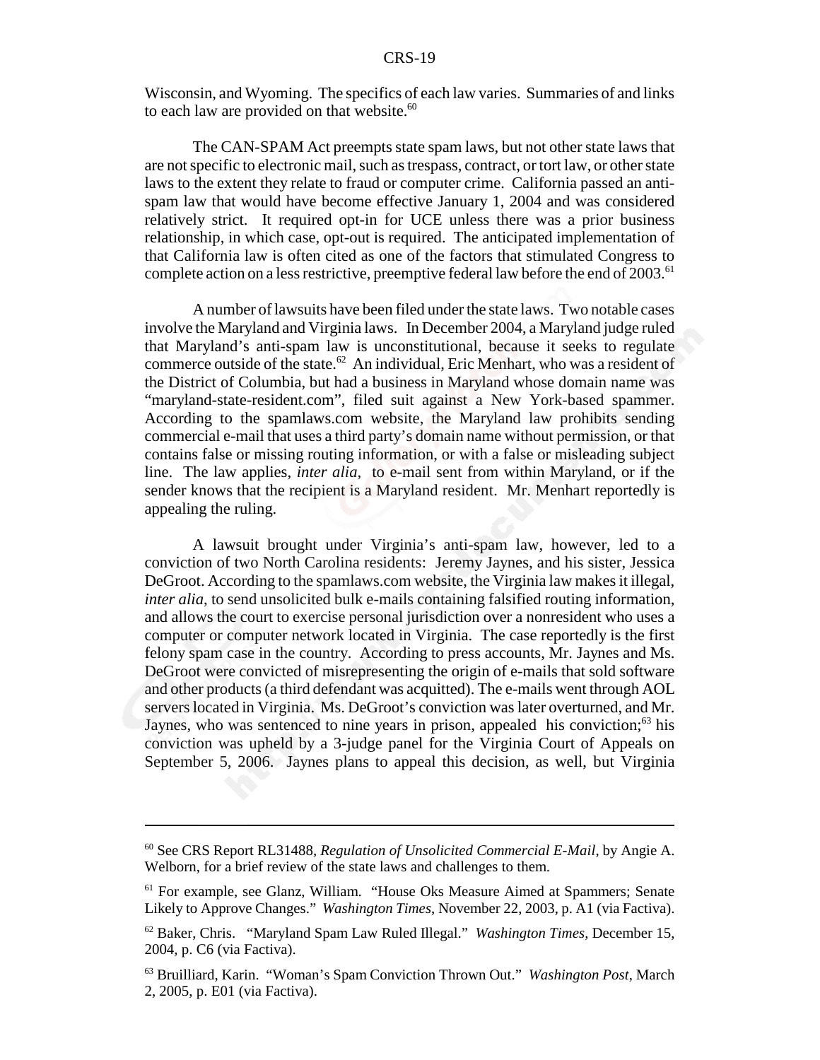Wisconsin, and Wyoming. The specifics of each law varies. Summaries of and links to each law are provided on that website.[60]

The CAN-SPAM Act preempts state spam laws, but not other state laws that are not specific to electronic mail, such as trespass, contract, or tort law, or other state laws to the extent they relate to fraud or computer crime. California passed an anti-spam law that would have become effective January 1, 2004 and was considered relatively strict. It required opt-in for UCE unless there was a prior business relationship, in which case, opt-out is required. The anticipated implementation of that California law is often cited as one of the factors that stimulated Congress to complete action on a less restrictive, preemptive federal law before the end of 2003.[61]

A number of lawsuits have been filed under the state laws. Two notable cases involve the Maryland and Virginia laws. In December 2004, a Maryland judge ruled that Maryland's anti-spam law is unconstitutional, because it seeks to regulate commerce outside of the state.[62] An individual, Eric Menhart, who was a resident of the District of Columbia, but had a business in Maryland whose domain name was "maryland-state-resident.com", filed suit against a New York-based spammer. According to the spamlaws.com website, the Maryland law prohibits sending commercial e-mail that uses a third party's domain name without permission, or that contains false or missing routing information, or with a false or misleading subject line. The law applies, *inter alia*, to e-mail sent from within Maryland, or if the sender knows that the recipient is a Maryland resident. Mr. Menhart reportedly is appealing the ruling.

A lawsuit brought under Virginia's anti-spam law, however, led to a conviction of two North Carolina residents: Jeremy Jaynes, and his sister, Jessica DeGroot. According to the spamlaws.com website, the Virginia law makes it illegal, *inter alia*, to send unsolicited bulk e-mails containing falsified routing information, and allows the court to exercise personal jurisdiction over a nonresident who uses a computer or computer network located in Virginia. The case reportedly is the first felony spam case in the country. According to press accounts, Mr. Jaynes and Ms. DeGroot were convicted of misrepresenting the origin of e-mails that sold software and other products (a third defendant was acquitted). The e-mails went through AOL servers located in Virginia. Ms. DeGroot's conviction was later overturned, and Mr. Jaynes, who was sentenced to nine years in prison, appealed his conviction;[63] his conviction was upheld by a 3-judge panel for the Virginia Court of Appeals on September 5, 2006. Jaynes plans to appeal this decision, as well, but Virginia

---

[60] See CRS Report RL31488, *Regulation of Unsolicited Commercial E-Mail*, by Angie A. Welborn, for a brief review of the state laws and challenges to them.

[61] For example, see Glanz, William. "House Oks Measure Aimed at Spammers; Senate Likely to Approve Changes." *Washington Times*, November 22, 2003, p. A1 (via Factiva).

[62] Baker, Chris. "Maryland Spam Law Ruled Illegal." *Washington Times*, December 15, 2004, p. C6 (via Factiva).

[63] Bruilliard, Karin. "Woman's Spam Conviction Thrown Out." *Washington Post*, March 2, 2005, p. E01 (via Factiva).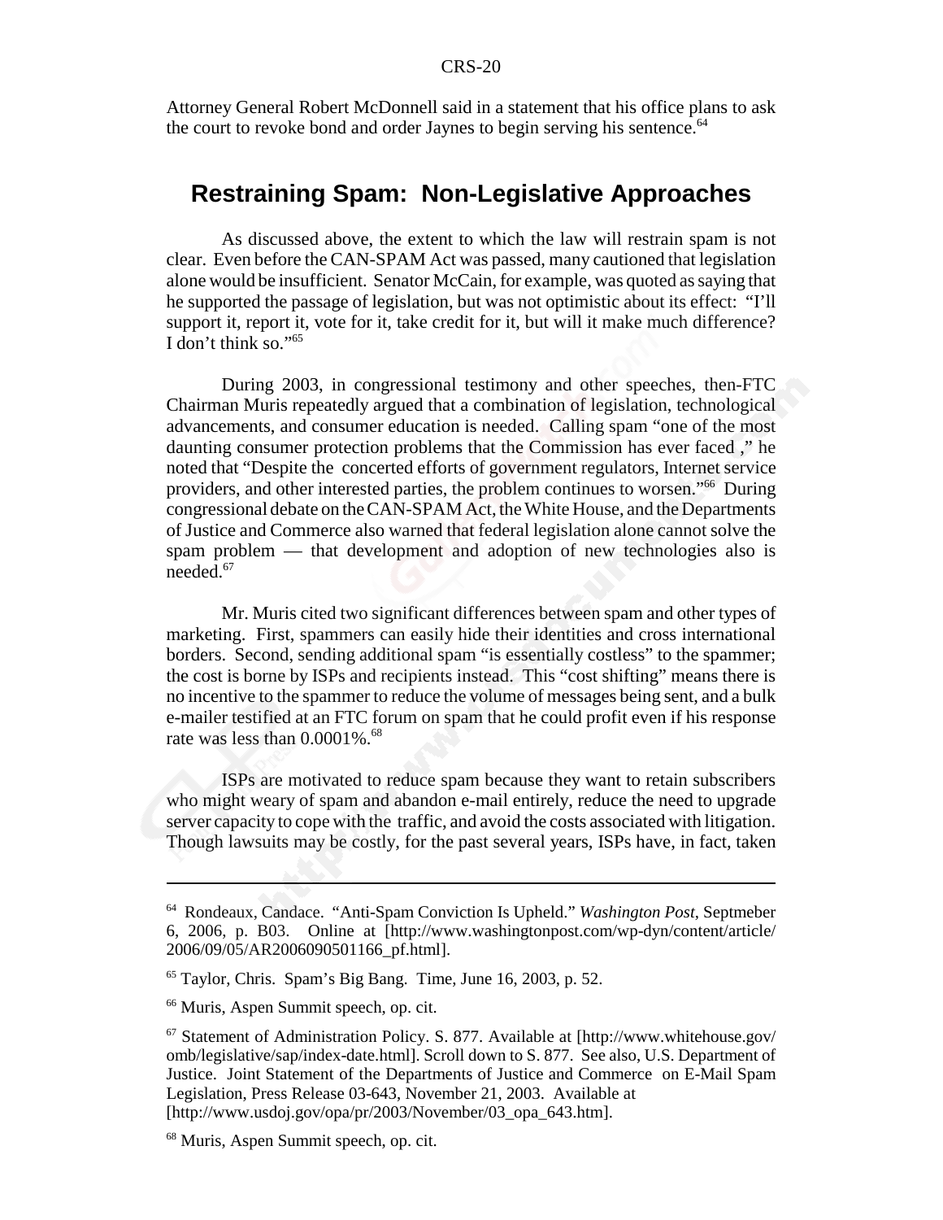Attorney General Robert McDonnell said in a statement that his office plans to ask the court to revoke bond and order Jaynes to begin serving his sentence.[64]

## Restraining Spam: Non-Legislative Approaches

As discussed above, the extent to which the law will restrain spam is not clear. Even before the CAN-SPAM Act was passed, many cautioned that legislation alone would be insufficient. Senator McCain, for example, was quoted as saying that he supported the passage of legislation, but was not optimistic about its effect: "I'll support it, report it, vote for it, take credit for it, but will it make much difference? I don't think so."[65]

During 2003, in congressional testimony and other speeches, then-FTC Chairman Muris repeatedly argued that a combination of legislation, technological advancements, and consumer education is needed. Calling spam "one of the most daunting consumer protection problems that the Commission has ever faced ," he noted that "Despite the concerted efforts of government regulators, Internet service providers, and other interested parties, the problem continues to worsen."[66] During congressional debate on the CAN-SPAM Act, the White House, and the Departments of Justice and Commerce also warned that federal legislation alone cannot solve the spam problem — that development and adoption of new technologies also is needed.[67]

Mr. Muris cited two significant differences between spam and other types of marketing. First, spammers can easily hide their identities and cross international borders. Second, sending additional spam "is essentially costless" to the spammer; the cost is borne by ISPs and recipients instead. This "cost shifting" means there is no incentive to the spammer to reduce the volume of messages being sent, and a bulk e-mailer testified at an FTC forum on spam that he could profit even if his response rate was less than 0.0001%.[68]

ISPs are motivated to reduce spam because they want to retain subscribers who might weary of spam and abandon e-mail entirely, reduce the need to upgrade server capacity to cope with the traffic, and avoid the costs associated with litigation. Though lawsuits may be costly, for the past several years, ISPs have, in fact, taken

---

[64] Rondeaux, Candace. "Anti-Spam Conviction Is Upheld." *Washington Post*, Septmeber 6, 2006, p. B03. Online at [http://www.washingtonpost.com/wp-dyn/content/article/2006/09/05/AR2006090501166_pf.html].

[65] Taylor, Chris. Spam's Big Bang. Time, June 16, 2003, p. 52.

[66] Muris, Aspen Summit speech, op. cit.

[67] Statement of Administration Policy. S. 877. Available at [http://www.whitehouse.gov/omb/legislative/sap/index-date.html]. Scroll down to S. 877. See also, U.S. Department of Justice. Joint Statement of the Departments of Justice and Commerce on E-Mail Spam Legislation, Press Release 03-643, November 21, 2003. Available at [http://www.usdoj.gov/opa/pr/2003/November/03_opa_643.htm].

[68] Muris, Aspen Summit speech, op. cit.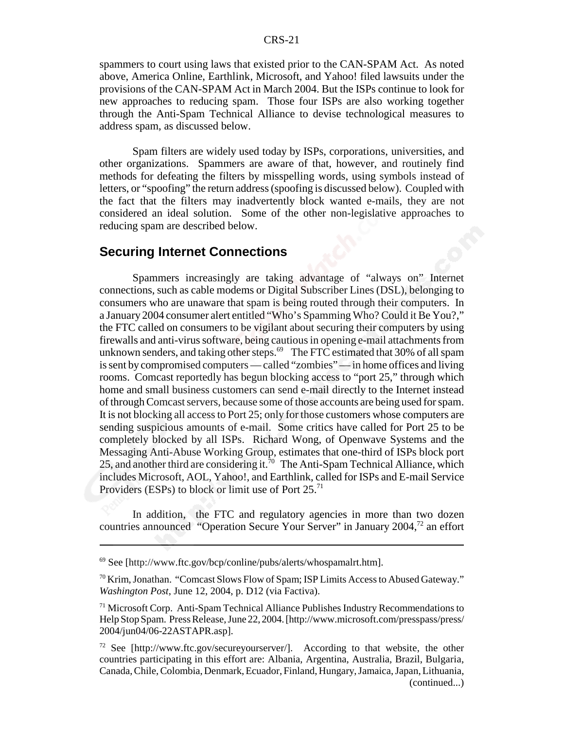spammers to court using laws that existed prior to the CAN-SPAM Act. As noted above, America Online, Earthlink, Microsoft, and Yahoo! filed lawsuits under the provisions of the CAN-SPAM Act in March 2004. But the ISPs continue to look for new approaches to reducing spam. Those four ISPs are also working together through the Anti-Spam Technical Alliance to devise technological measures to address spam, as discussed below.

Spam filters are widely used today by ISPs, corporations, universities, and other organizations. Spammers are aware of that, however, and routinely find methods for defeating the filters by misspelling words, using symbols instead of letters, or "spoofing" the return address (spoofing is discussed below). Coupled with the fact that the filters may inadvertently block wanted e-mails, they are not considered an ideal solution. Some of the other non-legislative approaches to reducing spam are described below.

## Securing Internet Connections

Spammers increasingly are taking advantage of "always on" Internet connections, such as cable modems or Digital Subscriber Lines (DSL), belonging to consumers who are unaware that spam is being routed through their computers. In a January 2004 consumer alert entitled "Who's Spamming Who? Could it Be You?," the FTC called on consumers to be vigilant about securing their computers by using firewalls and anti-virus software, being cautious in opening e-mail attachments from unknown senders, and taking other steps.[69] The FTC estimated that 30% of all spam is sent by compromised computers — called "zombies" — in home offices and living rooms. Comcast reportedly has begun blocking access to "port 25," through which home and small business customers can send e-mail directly to the Internet instead of through Comcast servers, because some of those accounts are being used for spam. It is not blocking all access to Port 25; only for those customers whose computers are sending suspicious amounts of e-mail. Some critics have called for Port 25 to be completely blocked by all ISPs. Richard Wong, of Openwave Systems and the Messaging Anti-Abuse Working Group, estimates that one-third of ISPs block port 25, and another third are considering it.[70] The Anti-Spam Technical Alliance, which includes Microsoft, AOL, Yahoo!, and Earthlink, called for ISPs and E-mail Service Providers (ESPs) to block or limit use of Port 25.[71]

In addition, the FTC and regulatory agencies in more than two dozen countries announced "Operation Secure Your Server" in January 2004,[72] an effort

---

[69] See [http://www.ftc.gov/bcp/conline/pubs/alerts/whospamalrt.htm].

[70] Krim, Jonathan. "Comcast Slows Flow of Spam; ISP Limits Access to Abused Gateway." *Washington Post*, June 12, 2004, p. D12 (via Factiva).

[71] Microsoft Corp. Anti-Spam Technical Alliance Publishes Industry Recommendations to Help Stop Spam. Press Release, June 22, 2004. [http://www.microsoft.com/presspass/press/2004/jun04/06-22ASTAPR.asp].

[72] See [http://www.ftc.gov/secureyourserver/]. According to that website, the other countries participating in this effort are: Albania, Argentina, Australia, Brazil, Bulgaria, Canada, Chile, Colombia, Denmark, Ecuador, Finland, Hungary, Jamaica, Japan, Lithuania, (continued...)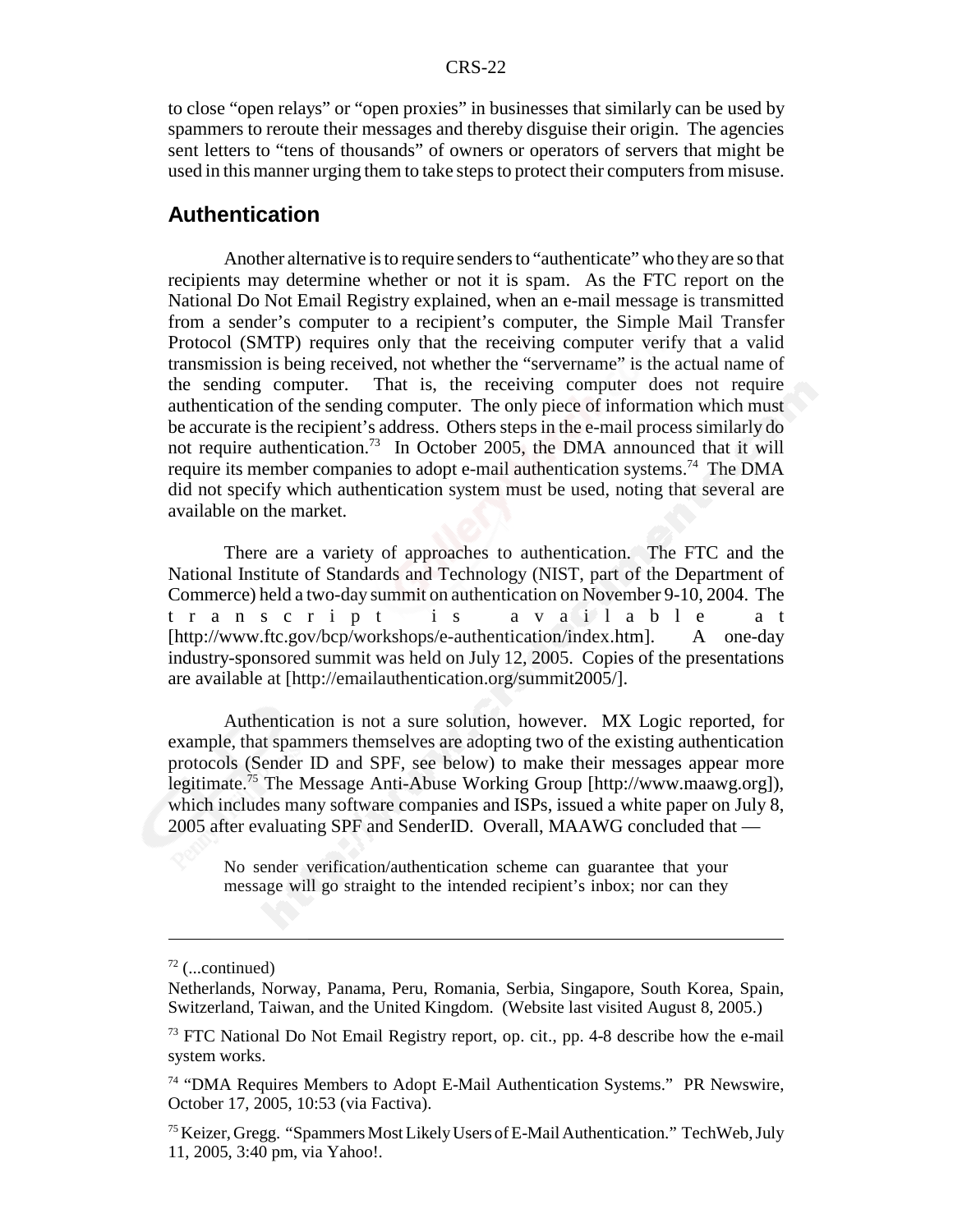to close "open relays" or "open proxies" in businesses that similarly can be used by spammers to reroute their messages and thereby disguise their origin. The agencies sent letters to "tens of thousands" of owners or operators of servers that might be used in this manner urging them to take steps to protect their computers from misuse.

## Authentication

Another alternative is to require senders to "authenticate" who they are so that recipients may determine whether or not it is spam. As the FTC report on the National Do Not Email Registry explained, when an e-mail message is transmitted from a sender's computer to a recipient's computer, the Simple Mail Transfer Protocol (SMTP) requires only that the receiving computer verify that a valid transmission is being received, not whether the "servername" is the actual name of the sending computer. That is, the receiving computer does not require authentication of the sending computer. The only piece of information which must be accurate is the recipient's address. Others steps in the e-mail process similarly do not require authentication.[73] In October 2005, the DMA announced that it will require its member companies to adopt e-mail authentication systems.[74] The DMA did not specify which authentication system must be used, noting that several are available on the market.

There are a variety of approaches to authentication. The FTC and the National Institute of Standards and Technology (NIST, part of the Department of Commerce) held a two-day summit on authentication on November 9-10, 2004. The transcript is available at [http://www.ftc.gov/bcp/workshops/e-authentication/index.htm]. A one-day industry-sponsored summit was held on July 12, 2005. Copies of the presentations are available at [http://emailauthentication.org/summit2005/].

Authentication is not a sure solution, however. MX Logic reported, for example, that spammers themselves are adopting two of the existing authentication protocols (Sender ID and SPF, see below) to make their messages appear more legitimate.[75] The Message Anti-Abuse Working Group [http://www.maawg.org]), which includes many software companies and ISPs, issued a white paper on July 8, 2005 after evaluating SPF and SenderID. Overall, MAAWG concluded that —

> No sender verification/authentication scheme can guarantee that your message will go straight to the intended recipient's inbox; nor can they

---

[72] (...continued)
Netherlands, Norway, Panama, Peru, Romania, Serbia, Singapore, South Korea, Spain, Switzerland, Taiwan, and the United Kingdom. (Website last visited August 8, 2005.)

[73] FTC National Do Not Email Registry report, op. cit., pp. 4-8 describe how the e-mail system works.

[74] "DMA Requires Members to Adopt E-Mail Authentication Systems." PR Newswire, October 17, 2005, 10:53 (via Factiva).

[75] Keizer, Gregg. "Spammers Most Likely Users of E-Mail Authentication." TechWeb, July 11, 2005, 3:40 pm, via Yahoo!.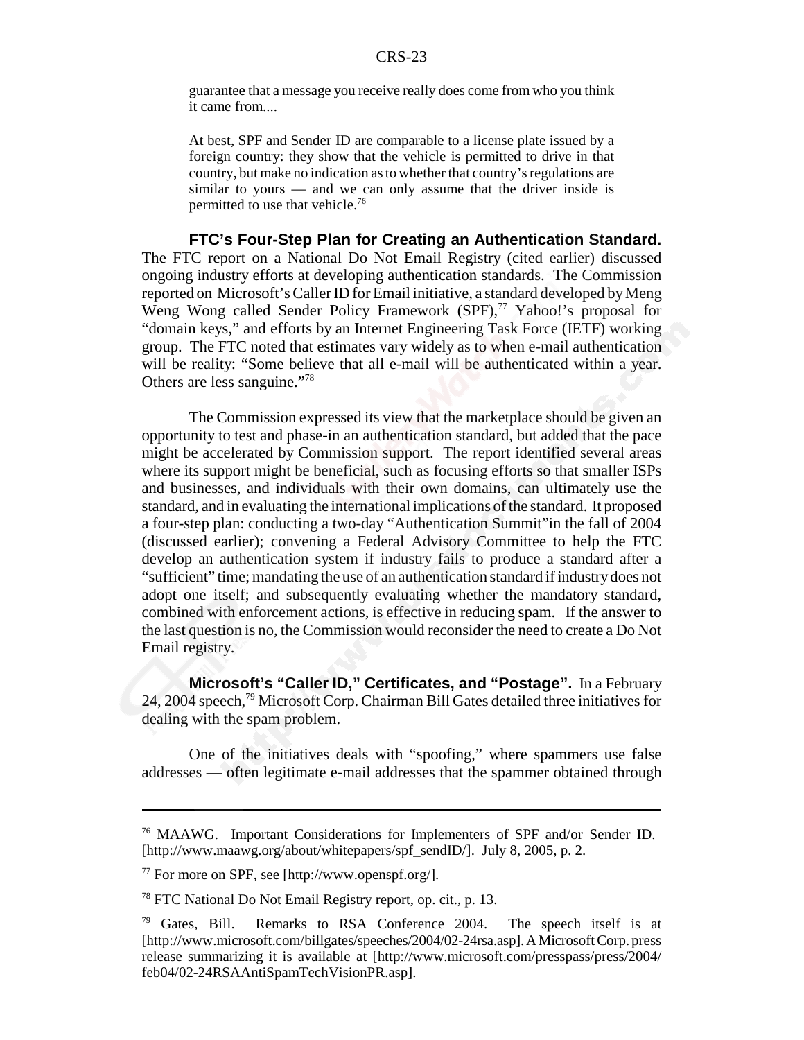> guarantee that a message you receive really does come from who you think it came from....
>
> At best, SPF and Sender ID are comparable to a license plate issued by a foreign country: they show that the vehicle is permitted to drive in that country, but make no indication as to whether that country's regulations are similar to yours — and we can only assume that the driver inside is permitted to use that vehicle.[76]

**FTC's Four-Step Plan for Creating an Authentication Standard.** The FTC report on a National Do Not Email Registry (cited earlier) discussed ongoing industry efforts at developing authentication standards. The Commission reported on Microsoft's Caller ID for Email initiative, a standard developed by Meng Weng Wong called Sender Policy Framework (SPF),[77] Yahoo!'s proposal for "domain keys," and efforts by an Internet Engineering Task Force (IETF) working group. The FTC noted that estimates vary widely as to when e-mail authentication will be reality: "Some believe that all e-mail will be authenticated within a year. Others are less sanguine."[78]

The Commission expressed its view that the marketplace should be given an opportunity to test and phase-in an authentication standard, but added that the pace might be accelerated by Commission support. The report identified several areas where its support might be beneficial, such as focusing efforts so that smaller ISPs and businesses, and individuals with their own domains, can ultimately use the standard, and in evaluating the international implications of the standard. It proposed a four-step plan: conducting a two-day "Authentication Summit"in the fall of 2004 (discussed earlier); convening a Federal Advisory Committee to help the FTC develop an authentication system if industry fails to produce a standard after a "sufficient" time; mandating the use of an authentication standard if industry does not adopt one itself; and subsequently evaluating whether the mandatory standard, combined with enforcement actions, is effective in reducing spam. If the answer to the last question is no, the Commission would reconsider the need to create a Do Not Email registry.

**Microsoft's "Caller ID," Certificates, and "Postage".** In a February 24, 2004 speech,[79] Microsoft Corp. Chairman Bill Gates detailed three initiatives for dealing with the spam problem.

One of the initiatives deals with "spoofing," where spammers use false addresses — often legitimate e-mail addresses that the spammer obtained through

---

[76] MAAWG. Important Considerations for Implementers of SPF and/or Sender ID. [http://www.maawg.org/about/whitepapers/spf_sendID/]. July 8, 2005, p. 2.

[77] For more on SPF, see [http://www.openspf.org/].

[78] FTC National Do Not Email Registry report, op. cit., p. 13.

[79] Gates, Bill. Remarks to RSA Conference 2004. The speech itself is at [http://www.microsoft.com/billgates/speeches/2004/02-24rsa.asp]. A Microsoft Corp. press release summarizing it is available at [http://www.microsoft.com/presspass/press/2004/feb04/02-24RSAAntiSpamTechVisionPR.asp].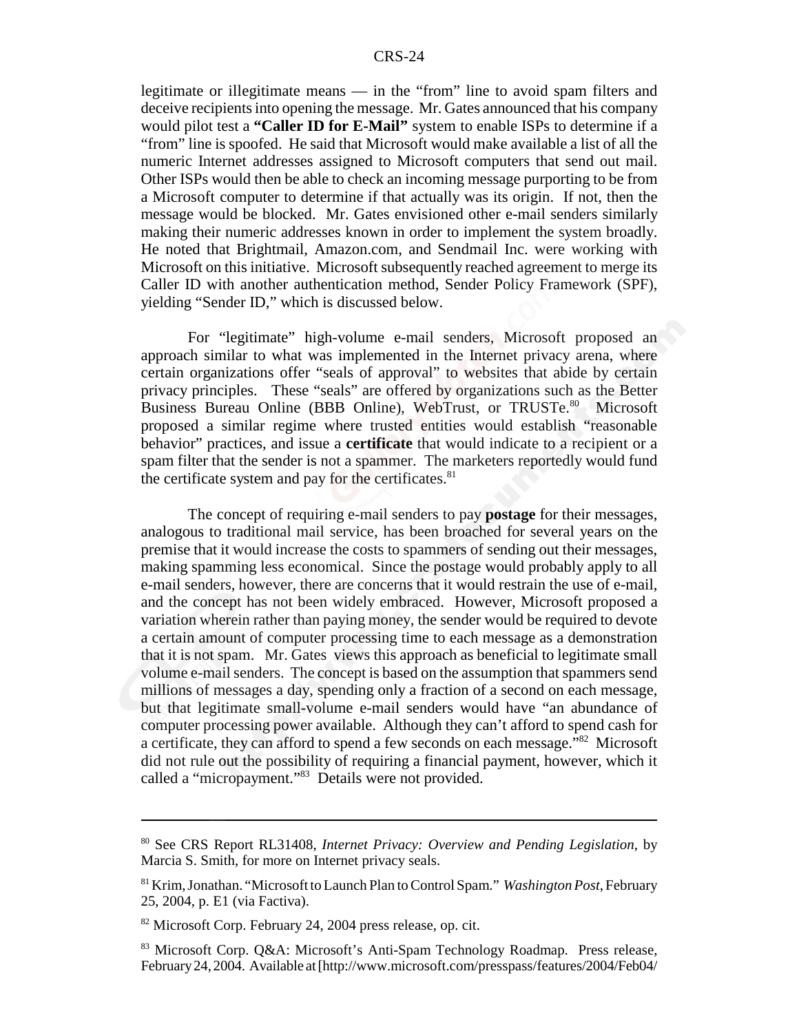legitimate or illegitimate means — in the "from" line to avoid spam filters and deceive recipients into opening the message. Mr. Gates announced that his company would pilot test a **"Caller ID for E-Mail"** system to enable ISPs to determine if a "from" line is spoofed. He said that Microsoft would make available a list of all the numeric Internet addresses assigned to Microsoft computers that send out mail. Other ISPs would then be able to check an incoming message purporting to be from a Microsoft computer to determine if that actually was its origin. If not, then the message would be blocked. Mr. Gates envisioned other e-mail senders similarly making their numeric addresses known in order to implement the system broadly. He noted that Brightmail, Amazon.com, and Sendmail Inc. were working with Microsoft on this initiative. Microsoft subsequently reached agreement to merge its Caller ID with another authentication method, Sender Policy Framework (SPF), yielding "Sender ID," which is discussed below.

For "legitimate" high-volume e-mail senders, Microsoft proposed an approach similar to what was implemented in the Internet privacy arena, where certain organizations offer "seals of approval" to websites that abide by certain privacy principles. These "seals" are offered by organizations such as the Better Business Bureau Online (BBB Online), WebTrust, or TRUSTe.[80] Microsoft proposed a similar regime where trusted entities would establish "reasonable behavior" practices, and issue a **certificate** that would indicate to a recipient or a spam filter that the sender is not a spammer. The marketers reportedly would fund the certificate system and pay for the certificates.[81]

The concept of requiring e-mail senders to pay **postage** for their messages, analogous to traditional mail service, has been broached for several years on the premise that it would increase the costs to spammers of sending out their messages, making spamming less economical. Since the postage would probably apply to all e-mail senders, however, there are concerns that it would restrain the use of e-mail, and the concept has not been widely embraced. However, Microsoft proposed a variation wherein rather than paying money, the sender would be required to devote a certain amount of computer processing time to each message as a demonstration that it is not spam. Mr. Gates views this approach as beneficial to legitimate small volume e-mail senders. The concept is based on the assumption that spammers send millions of messages a day, spending only a fraction of a second on each message, but that legitimate small-volume e-mail senders would have "an abundance of computer processing power available. Although they can't afford to spend cash for a certificate, they can afford to spend a few seconds on each message."[82] Microsoft did not rule out the possibility of requiring a financial payment, however, which it called a "micropayment."[83] Details were not provided.

---

[80] See CRS Report RL31408, *Internet Privacy: Overview and Pending Legislation*, by Marcia S. Smith, for more on Internet privacy seals.

[81] Krim, Jonathan. "Microsoft to Launch Plan to Control Spam." *Washington Post*, February 25, 2004, p. E1 (via Factiva).

[82] Microsoft Corp. February 24, 2004 press release, op. cit.

[83] Microsoft Corp. Q&A: Microsoft's Anti-Spam Technology Roadmap. Press release, February 24, 2004. Available at [http://www.microsoft.com/presspass/features/2004/Feb04/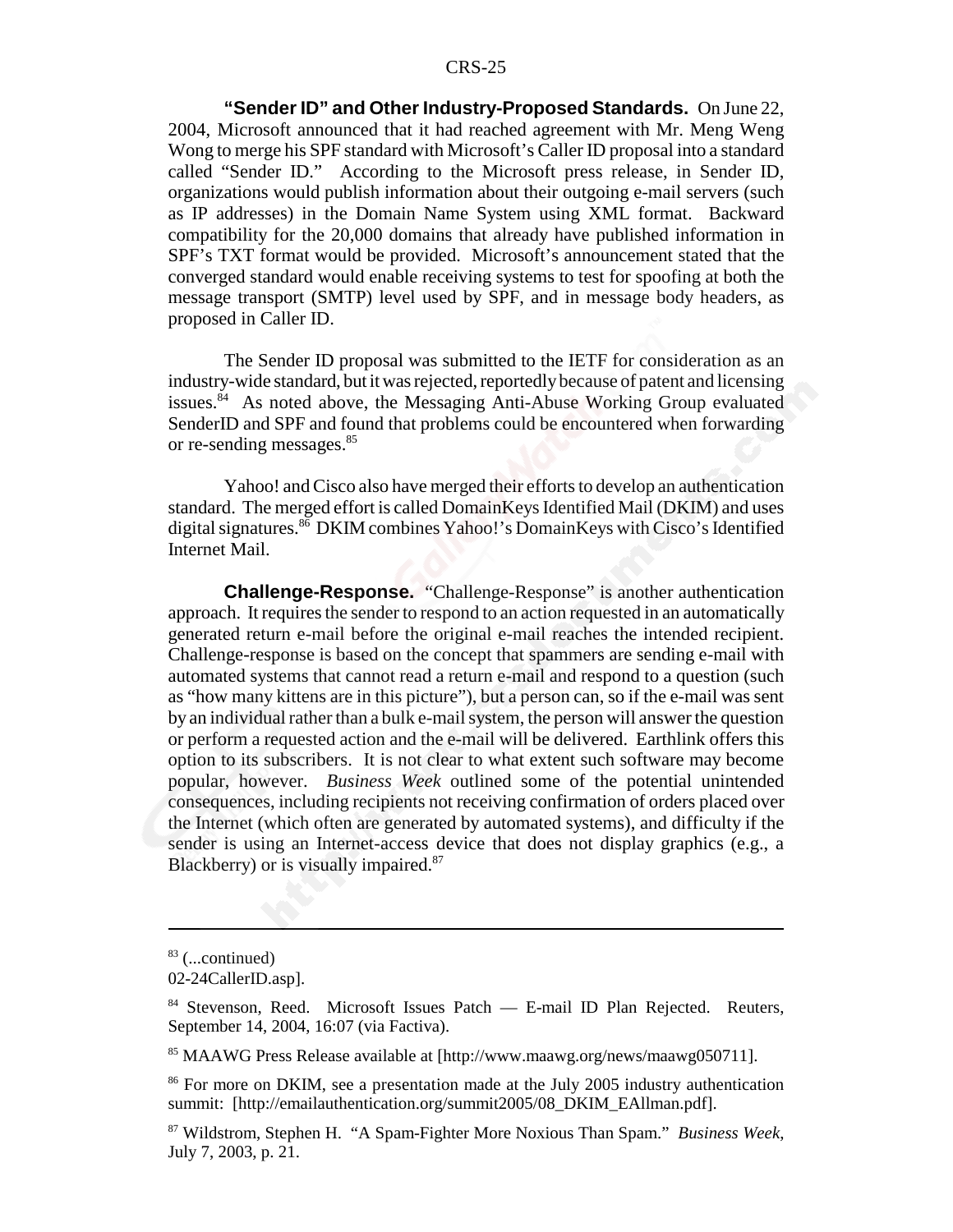**"Sender ID" and Other Industry-Proposed Standards.** On June 22, 2004, Microsoft announced that it had reached agreement with Mr. Meng Weng Wong to merge his SPF standard with Microsoft's Caller ID proposal into a standard called "Sender ID." According to the Microsoft press release, in Sender ID, organizations would publish information about their outgoing e-mail servers (such as IP addresses) in the Domain Name System using XML format. Backward compatibility for the 20,000 domains that already have published information in SPF's TXT format would be provided. Microsoft's announcement stated that the converged standard would enable receiving systems to test for spoofing at both the message transport (SMTP) level used by SPF, and in message body headers, as proposed in Caller ID.

The Sender ID proposal was submitted to the IETF for consideration as an industry-wide standard, but it was rejected, reportedly because of patent and licensing issues.[84] As noted above, the Messaging Anti-Abuse Working Group evaluated SenderID and SPF and found that problems could be encountered when forwarding or re-sending messages.[85]

Yahoo! and Cisco also have merged their efforts to develop an authentication standard. The merged effort is called DomainKeys Identified Mail (DKIM) and uses digital signatures.[86] DKIM combines Yahoo!'s DomainKeys with Cisco's Identified Internet Mail.

**Challenge-Response.** "Challenge-Response" is another authentication approach. It requires the sender to respond to an action requested in an automatically generated return e-mail before the original e-mail reaches the intended recipient. Challenge-response is based on the concept that spammers are sending e-mail with automated systems that cannot read a return e-mail and respond to a question (such as "how many kittens are in this picture"), but a person can, so if the e-mail was sent by an individual rather than a bulk e-mail system, the person will answer the question or perform a requested action and the e-mail will be delivered. Earthlink offers this option to its subscribers. It is not clear to what extent such software may become popular, however. *Business Week* outlined some of the potential unintended consequences, including recipients not receiving confirmation of orders placed over the Internet (which often are generated by automated systems), and difficulty if the sender is using an Internet-access device that does not display graphics (e.g., a Blackberry) or is visually impaired.[87]

---

[83] (...continued)
02-24CallerID.asp].

[84] Stevenson, Reed. Microsoft Issues Patch — E-mail ID Plan Rejected. Reuters, September 14, 2004, 16:07 (via Factiva).

[85] MAAWG Press Release available at [http://www.maawg.org/news/maawg050711].

[86] For more on DKIM, see a presentation made at the July 2005 industry authentication summit: [http://emailauthentication.org/summit2005/08_DKIM_EAllman.pdf].

[87] Wildstrom, Stephen H. "A Spam-Fighter More Noxious Than Spam." *Business Week*, July 7, 2003, p. 21.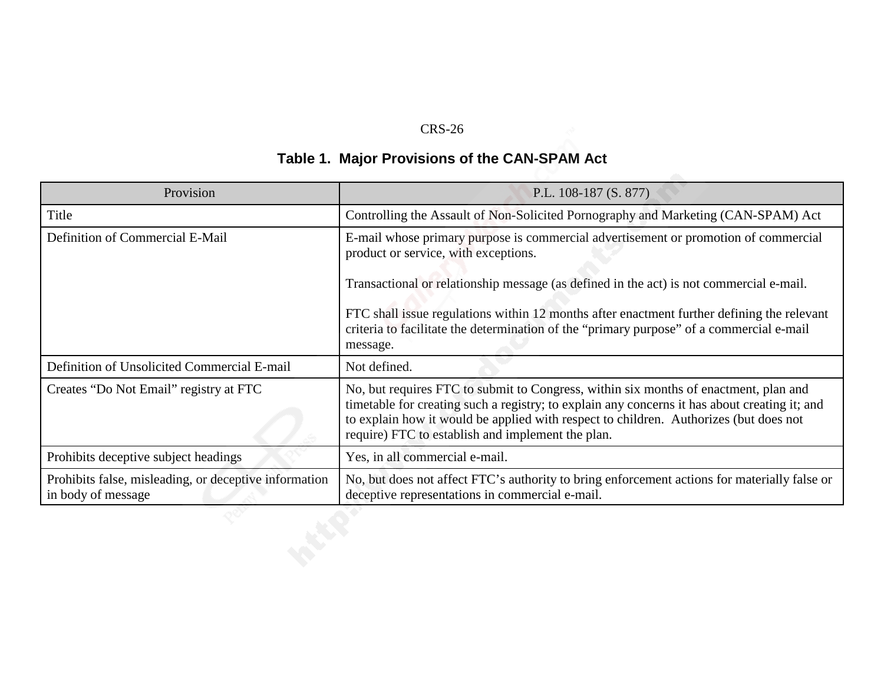**Table 1. Major Provisions of the CAN-SPAM Act**

| Provision | P.L. 108-187 (S. 877) |
| --- | --- |
| Title | Controlling the Assault of Non-Solicited Pornography and Marketing (CAN-SPAM) Act |
| Definition of Commercial E-Mail | E-mail whose primary purpose is commercial advertisement or promotion of commercial product or service, with exceptions.<br><br>Transactional or relationship message (as defined in the act) is not commercial e-mail.<br><br>FTC shall issue regulations within 12 months after enactment further defining the relevant criteria to facilitate the determination of the "primary purpose" of a commercial e-mail message. |
| Definition of Unsolicited Commercial E-mail | Not defined. |
| Creates "Do Not Email" registry at FTC | No, but requires FTC to submit to Congress, within six months of enactment, plan and timetable for creating such a registry; to explain any concerns it has about creating it; and to explain how it would be applied with respect to children. Authorizes (but does not require) FTC to establish and implement the plan. |
| Prohibits deceptive subject headings | Yes, in all commercial e-mail. |
| Prohibits false, misleading, or deceptive information in body of message | No, but does not affect FTC's authority to bring enforcement actions for materially false or deceptive representations in commercial e-mail. |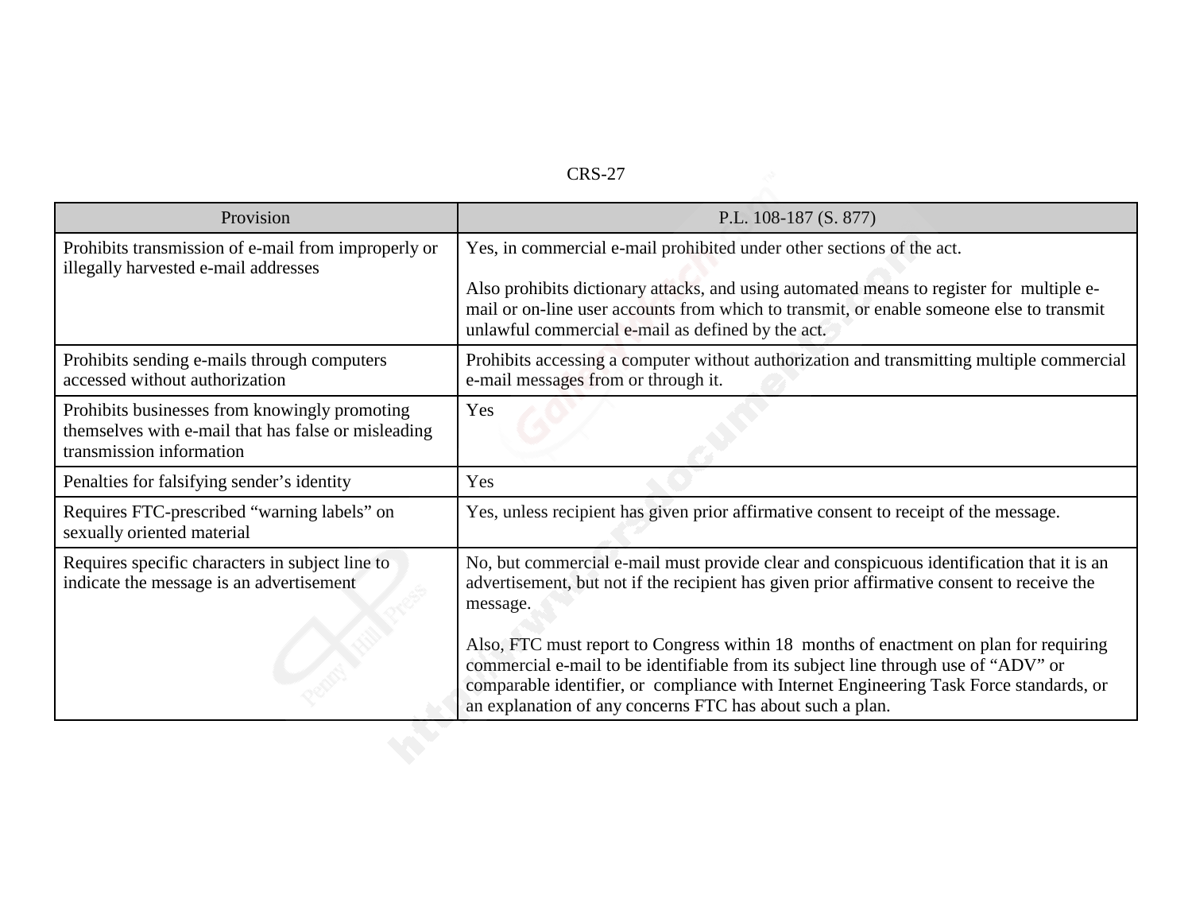| Provision | P.L. 108-187 (S. 877) |
| --- | --- |
| Prohibits transmission of e-mail from improperly or illegally harvested e-mail addresses | Yes, in commercial e-mail prohibited under other sections of the act.<br><br>Also prohibits dictionary attacks, and using automated means to register for multiple e-mail or on-line user accounts from which to transmit, or enable someone else to transmit unlawful commercial e-mail as defined by the act. |
| Prohibits sending e-mails through computers accessed without authorization | Prohibits accessing a computer without authorization and transmitting multiple commercial e-mail messages from or through it. |
| Prohibits businesses from knowingly promoting themselves with e-mail that has false or misleading transmission information | Yes |
| Penalties for falsifying sender's identity | Yes |
| Requires FTC-prescribed "warning labels" on sexually oriented material | Yes, unless recipient has given prior affirmative consent to receipt of the message. |
| Requires specific characters in subject line to indicate the message is an advertisement | No, but commercial e-mail must provide clear and conspicuous identification that it is an advertisement, but not if the recipient has given prior affirmative consent to receive the message.<br><br>Also, FTC must report to Congress within 18 months of enactment on plan for requiring commercial e-mail to be identifiable from its subject line through use of "ADV" or comparable identifier, or compliance with Internet Engineering Task Force standards, or an explanation of any concerns FTC has about such a plan. |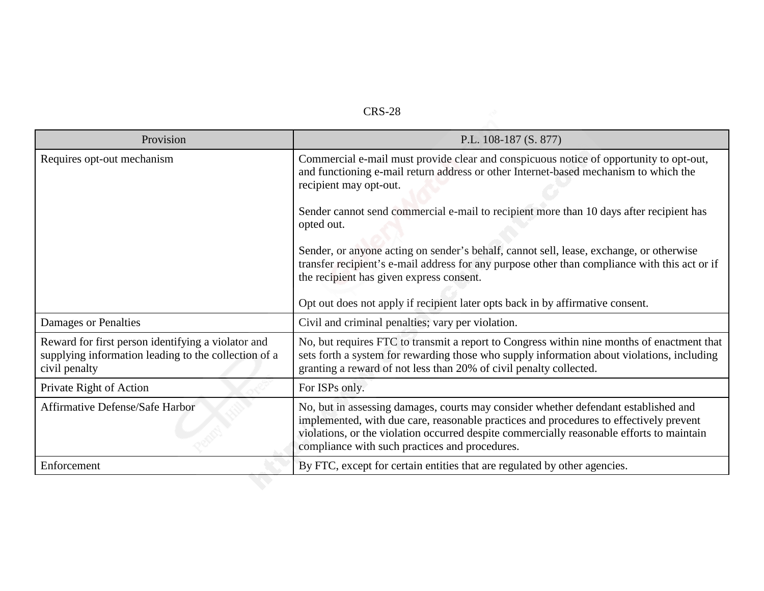| Provision | P.L. 108-187 (S. 877) |
|---|---|
| Requires opt-out mechanism | Commercial e-mail must provide clear and conspicuous notice of opportunity to opt-out, and functioning e-mail return address or other Internet-based mechanism to which the recipient may opt-out.<br><br>Sender cannot send commercial e-mail to recipient more than 10 days after recipient has opted out.<br><br>Sender, or anyone acting on sender's behalf, cannot sell, lease, exchange, or otherwise transfer recipient's e-mail address for any purpose other than compliance with this act or if the recipient has given express consent.<br><br>Opt out does not apply if recipient later opts back in by affirmative consent. |
| Damages or Penalties | Civil and criminal penalties; vary per violation. |
| Reward for first person identifying a violator and supplying information leading to the collection of a civil penalty | No, but requires FTC to transmit a report to Congress within nine months of enactment that sets forth a system for rewarding those who supply information about violations, including granting a reward of not less than 20% of civil penalty collected. |
| Private Right of Action | For ISPs only. |
| Affirmative Defense/Safe Harbor | No, but in assessing damages, courts may consider whether defendant established and implemented, with due care, reasonable practices and procedures to effectively prevent violations, or the violation occurred despite commercially reasonable efforts to maintain compliance with such practices and procedures. |
| Enforcement | By FTC, except for certain entities that are regulated by other agencies. |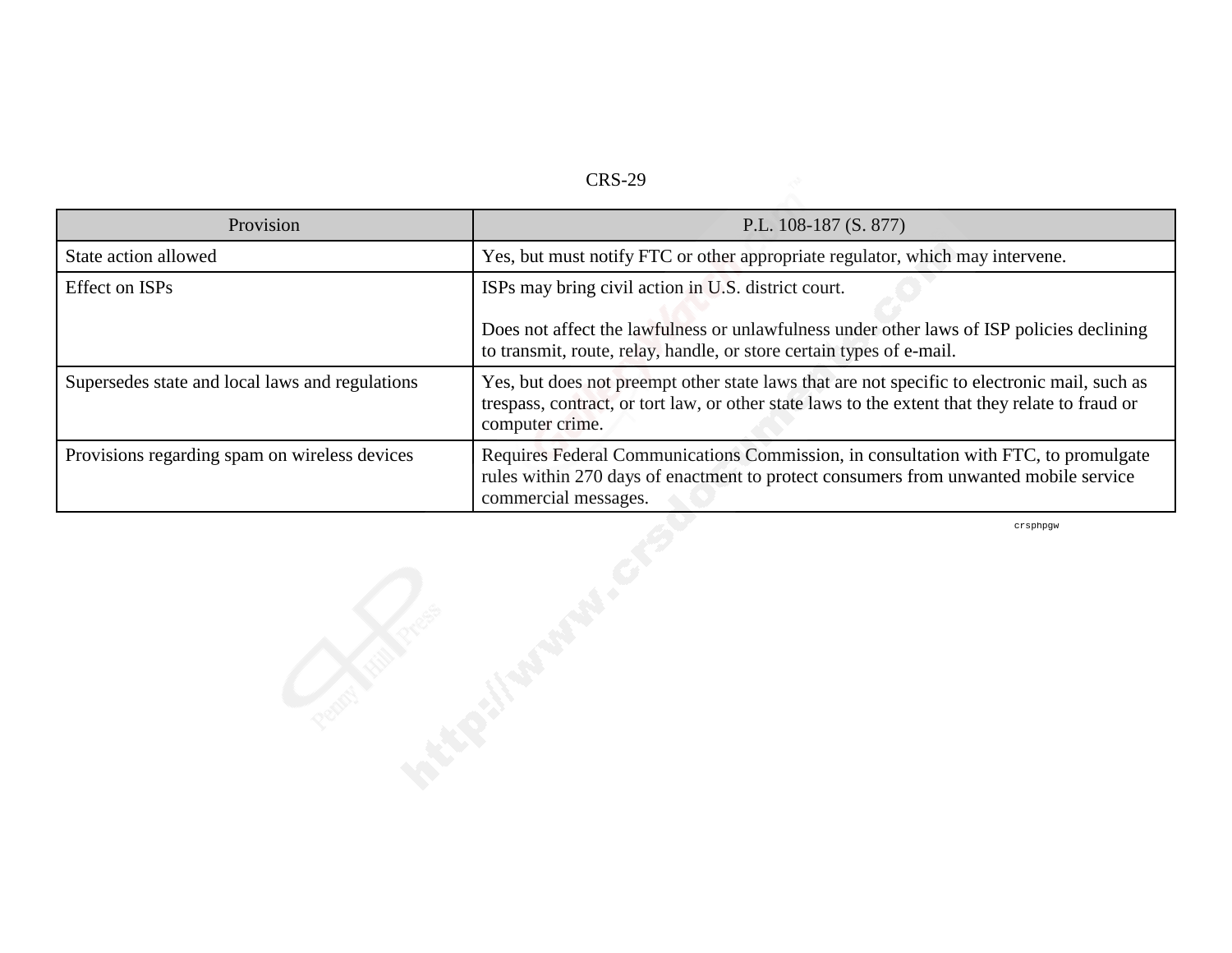| Provision | P.L. 108-187 (S. 877) |
|---|---|
| State action allowed | Yes, but must notify FTC or other appropriate regulator, which may intervene. |
| Effect on ISPs | ISPs may bring civil action in U.S. district court.<br><br>Does not affect the lawfulness or unlawfulness under other laws of ISP policies declining to transmit, route, relay, handle, or store certain types of e-mail. |
| Supersedes state and local laws and regulations | Yes, but does not preempt other state laws that are not specific to electronic mail, such as trespass, contract, or tort law, or other state laws to the extent that they relate to fraud or computer crime. |
| Provisions regarding spam on wireless devices | Requires Federal Communications Commission, in consultation with FTC, to promulgate rules within 270 days of enactment to protect consumers from unwanted mobile service commercial messages. |

crsphpgw